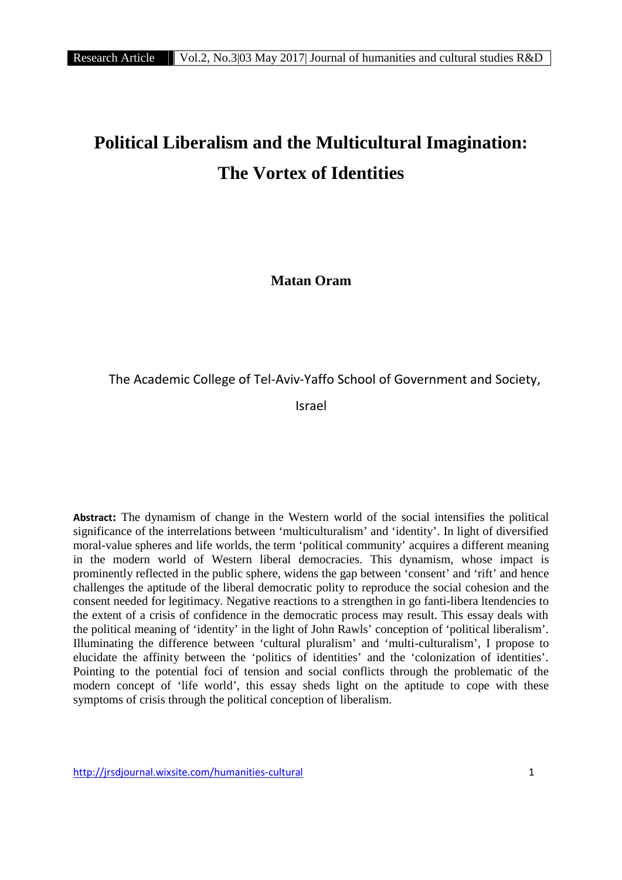# Political Liberalism and the Multicultural Imagination: The Vortex of Identities

**Matan Oram**

The Academic College of Tel-Aviv-Yaffo School of Government and Society, Israel

**Abstract:** The dynamism of change in the Western world of the social intensifies the political significance of the interrelations between 'multiculturalism' and 'identity'. In light of diversified moral-value spheres and life worlds, the term 'political community' acquires a different meaning in the modern world of Western liberal democracies. This dynamism, whose impact is prominently reflected in the public sphere, widens the gap between 'consent' and 'rift' and hence challenges the aptitude of the liberal democratic polity to reproduce the social cohesion and the consent needed for legitimacy. Negative reactions to a strengthen in go fanti-libera ltendencies to the extent of a crisis of confidence in the democratic process may result. This essay deals with the political meaning of 'identity' in the light of John Rawls' conception of 'political liberalism'. Illuminating the difference between 'cultural pluralism' and 'multi-culturalism', I propose to elucidate the affinity between the 'politics of identities' and the 'colonization of identities'. Pointing to the potential foci of tension and social conflicts through the problematic of the modern concept of 'life world', this essay sheds light on the aptitude to cope with these symptoms of crisis through the political conception of liberalism.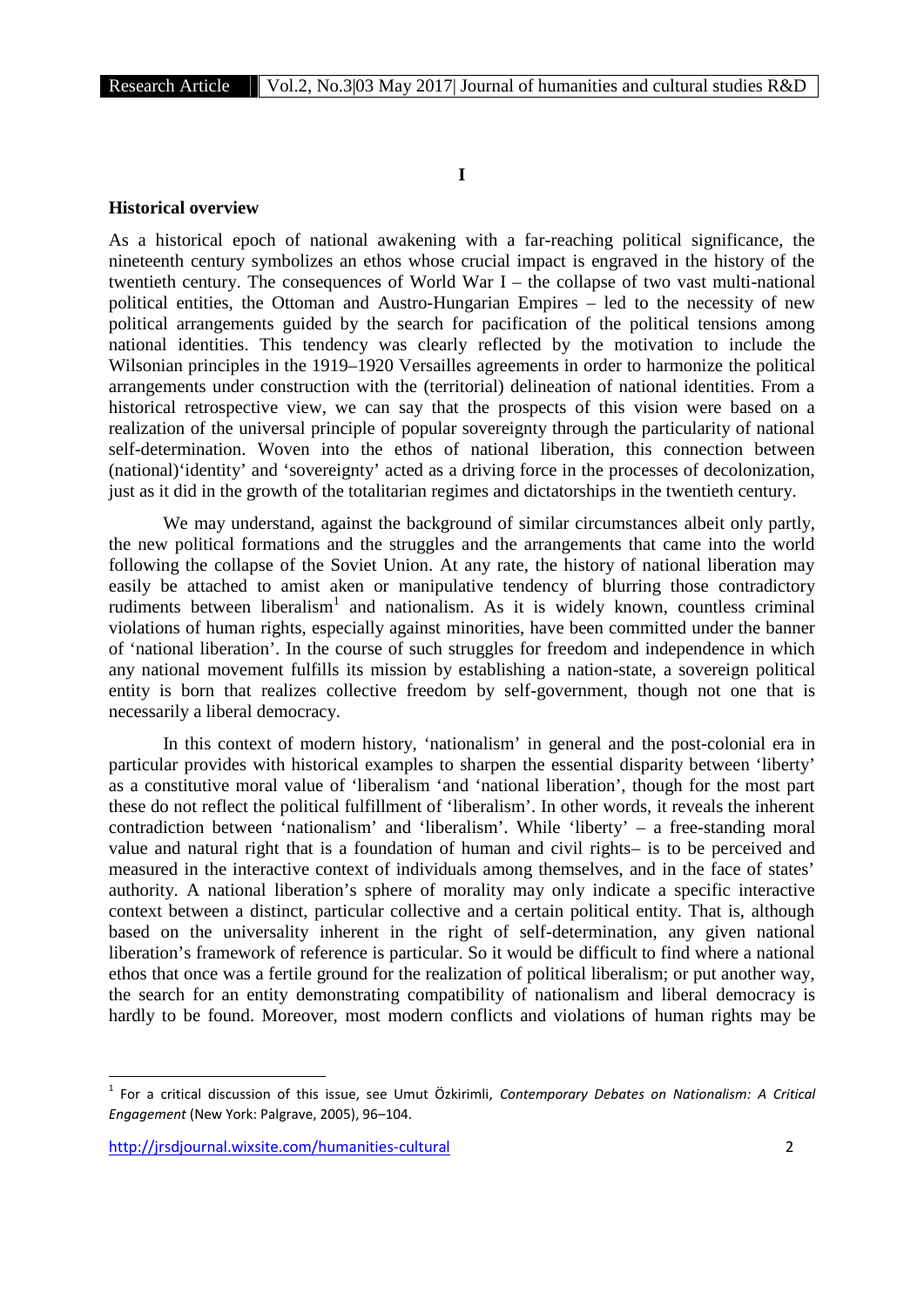**I**

**Historical overview**

As a historical epoch of national awakening with a far-reaching political significance, the nineteenth century symbolizes an ethos whose crucial impact is engraved in the history of the twentieth century. The consequences of World War I – the collapse of two vast multi-national political entities, the Ottoman and Austro-Hungarian Empires – led to the necessity of new political arrangements guided by the search for pacification of the political tensions among national identities. This tendency was clearly reflected by the motivation to include the Wilsonian principles in the 1919–1920 Versailles agreements in order to harmonize the political arrangements under construction with the (territorial) delineation of national identities. From a historical retrospective view, we can say that the prospects of this vision were based on a realization of the universal principle of popular sovereignty through the particularity of national self-determination. Woven into the ethos of national liberation, this connection between (national)'identity' and 'sovereignty' acted as a driving force in the processes of decolonization, just as it did in the growth of the totalitarian regimes and dictatorships in the twentieth century.

We may understand, against the background of similar circumstances albeit only partly, the new political formations and the struggles and the arrangements that came into the world following the collapse of the Soviet Union. At any rate, the history of national liberation may easily be attached to amist aken or manipulative tendency of blurring those contradictory rudiments between liberalism[1] and nationalism. As it is widely known, countless criminal violations of human rights, especially against minorities, have been committed under the banner of 'national liberation'. In the course of such struggles for freedom and independence in which any national movement fulfills its mission by establishing a nation-state, a sovereign political entity is born that realizes collective freedom by self-government, though not one that is necessarily a liberal democracy.

In this context of modern history, 'nationalism' in general and the post-colonial era in particular provides with historical examples to sharpen the essential disparity between 'liberty' as a constitutive moral value of 'liberalism 'and 'national liberation', though for the most part these do not reflect the political fulfillment of 'liberalism'. In other words, it reveals the inherent contradiction between 'nationalism' and 'liberalism'. While 'liberty' – a free-standing moral value and natural right that is a foundation of human and civil rights– is to be perceived and measured in the interactive context of individuals among themselves, and in the face of states' authority. A national liberation's sphere of morality may only indicate a specific interactive context between a distinct, particular collective and a certain political entity. That is, although based on the universality inherent in the right of self-determination, any given national liberation's framework of reference is particular. So it would be difficult to find where a national ethos that once was a fertile ground for the realization of political liberalism; or put another way, the search for an entity demonstrating compatibility of nationalism and liberal democracy is hardly to be found. Moreover, most modern conflicts and violations of human rights may be

[1] For a critical discussion of this issue, see Umut Özkirimli, *Contemporary Debates on Nationalism: A Critical Engagement* (New York: Palgrave, 2005), 96–104.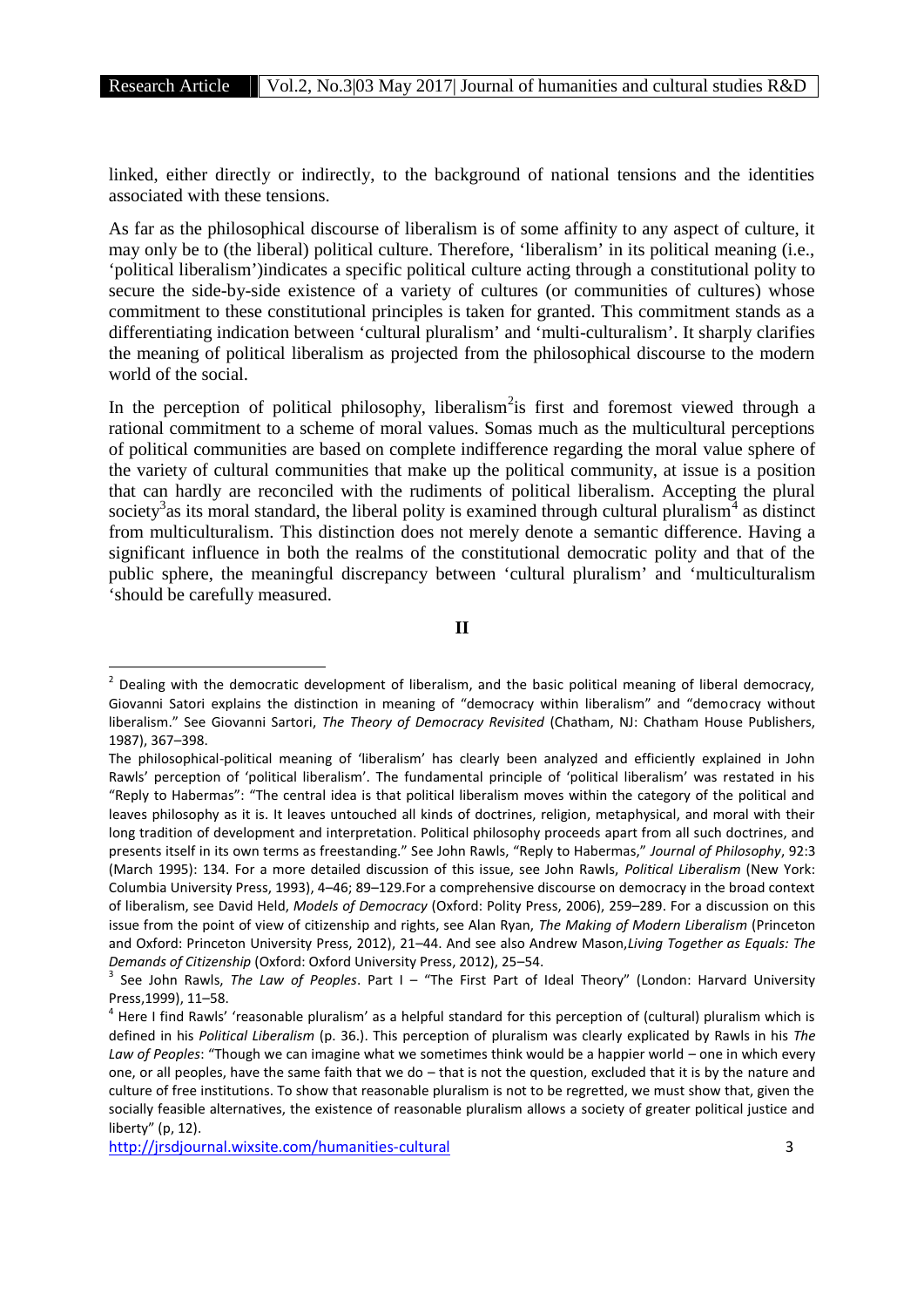linked, either directly or indirectly, to the background of national tensions and the identities associated with these tensions.

As far as the philosophical discourse of liberalism is of some affinity to any aspect of culture, it may only be to (the liberal) political culture. Therefore, 'liberalism' in its political meaning (i.e., 'political liberalism')indicates a specific political culture acting through a constitutional polity to secure the side-by-side existence of a variety of cultures (or communities of cultures) whose commitment to these constitutional principles is taken for granted. This commitment stands as a differentiating indication between 'cultural pluralism' and 'multi-culturalism'. It sharply clarifies the meaning of political liberalism as projected from the philosophical discourse to the modern world of the social.

In the perception of political philosophy, liberalism[2]is first and foremost viewed through a rational commitment to a scheme of moral values. Somas much as the multicultural perceptions of political communities are based on complete indifference regarding the moral value sphere of the variety of cultural communities that make up the political community, at issue is a position that can hardly are reconciled with the rudiments of political liberalism. Accepting the plural society[3]as its moral standard, the liberal polity is examined through cultural pluralism[4] as distinct from multiculturalism. This distinction does not merely denote a semantic difference. Having a significant influence in both the realms of the constitutional democratic polity and that of the public sphere, the meaningful discrepancy between 'cultural pluralism' and 'multiculturalism 'should be carefully measured.

## II

---

[2] Dealing with the democratic development of liberalism, and the basic political meaning of liberal democracy, Giovanni Satori explains the distinction in meaning of "democracy within liberalism" and "democracy without liberalism." See Giovanni Sartori, *The Theory of Democracy Revisited* (Chatham, NJ: Chatham House Publishers, 1987), 367–398.

The philosophical-political meaning of 'liberalism' has clearly been analyzed and efficiently explained in John Rawls' perception of 'political liberalism'. The fundamental principle of 'political liberalism' was restated in his "Reply to Habermas": "The central idea is that political liberalism moves within the category of the political and leaves philosophy as it is. It leaves untouched all kinds of doctrines, religion, metaphysical, and moral with their long tradition of development and interpretation. Political philosophy proceeds apart from all such doctrines, and presents itself in its own terms as freestanding." See John Rawls, "Reply to Habermas," *Journal of Philosophy*, 92:3 (March 1995): 134. For a more detailed discussion of this issue, see John Rawls, *Political Liberalism* (New York: Columbia University Press, 1993), 4–46; 89–129.For a comprehensive discourse on democracy in the broad context of liberalism, see David Held, *Models of Democracy* (Oxford: Polity Press, 2006), 259–289. For a discussion on this issue from the point of view of citizenship and rights, see Alan Ryan, *The Making of Modern Liberalism* (Princeton and Oxford: Princeton University Press, 2012), 21–44. And see also Andrew Mason,*Living Together as Equals: The Demands of Citizenship* (Oxford: Oxford University Press, 2012), 25–54.

[3] See John Rawls, *The Law of Peoples*. Part I – "The First Part of Ideal Theory" (London: Harvard University Press,1999), 11–58.

[4] Here I find Rawls' 'reasonable pluralism' as a helpful standard for this perception of (cultural) pluralism which is defined in his *Political Liberalism* (p. 36.). This perception of pluralism was clearly explicated by Rawls in his *The Law of Peoples*: "Though we can imagine what we sometimes think would be a happier world – one in which every one, or all peoples, have the same faith that we do – that is not the question, excluded that it is by the nature and culture of free institutions. To show that reasonable pluralism is not to be regretted, we must show that, given the socially feasible alternatives, the existence of reasonable pluralism allows a society of greater political justice and liberty" (p, 12).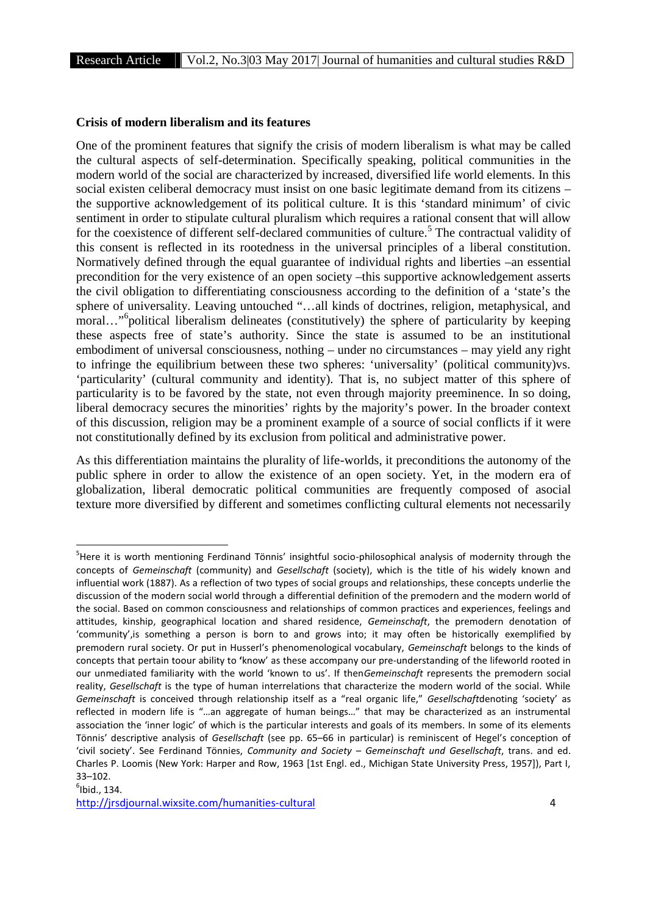**Crisis of modern liberalism and its features**

One of the prominent features that signify the crisis of modern liberalism is what may be called the cultural aspects of self-determination. Specifically speaking, political communities in the modern world of the social are characterized by increased, diversified life world elements. In this social existen celiberal democracy must insist on one basic legitimate demand from its citizens – the supportive acknowledgement of its political culture. It is this 'standard minimum' of civic sentiment in order to stipulate cultural pluralism which requires a rational consent that will allow for the coexistence of different self-declared communities of culture.[5] The contractual validity of this consent is reflected in its rootedness in the universal principles of a liberal constitution. Normatively defined through the equal guarantee of individual rights and liberties –an essential precondition for the very existence of an open society –this supportive acknowledgement asserts the civil obligation to differentiating consciousness according to the definition of a 'state's the sphere of universality. Leaving untouched "…all kinds of doctrines, religion, metaphysical, and moral…"[6]political liberalism delineates (constitutively) the sphere of particularity by keeping these aspects free of state's authority. Since the state is assumed to be an institutional embodiment of universal consciousness, nothing – under no circumstances – may yield any right to infringe the equilibrium between these two spheres: 'universality' (political community)vs. 'particularity' (cultural community and identity). That is, no subject matter of this sphere of particularity is to be favored by the state, not even through majority preeminence. In so doing, liberal democracy secures the minorities' rights by the majority's power. In the broader context of this discussion, religion may be a prominent example of a source of social conflicts if it were not constitutionally defined by its exclusion from political and administrative power.

As this differentiation maintains the plurality of life-worlds, it preconditions the autonomy of the public sphere in order to allow the existence of an open society. Yet, in the modern era of globalization, liberal democratic political communities are frequently composed of asocial texture more diversified by different and sometimes conflicting cultural elements not necessarily

---

[5]Here it is worth mentioning Ferdinand Tönnis' insightful socio-philosophical analysis of modernity through the concepts of *Gemeinschaft* (community) and *Gesellschaft* (society), which is the title of his widely known and influential work (1887). As a reflection of two types of social groups and relationships, these concepts underlie the discussion of the modern social world through a differential definition of the premodern and the modern world of the social. Based on common consciousness and relationships of common practices and experiences, feelings and attitudes, kinship, geographical location and shared residence, *Gemeinschaft*, the premodern denotation of 'community',is something a person is born to and grows into; it may often be historically exemplified by premodern rural society. Or put in Husserl's phenomenological vocabulary, *Gemeinschaft* belongs to the kinds of concepts that pertain toour ability to 'know' as these accompany our pre-understanding of the lifeworld rooted in our unmediated familiarity with the world 'known to us'. If then*Gemeinschaft* represents the premodern social reality, *Gesellschaft* is the type of human interrelations that characterize the modern world of the social. While *Gemeinschaft* is conceived through relationship itself as a "real organic life," *Gesellschaft*denoting 'society' as reflected in modern life is "…an aggregate of human beings…" that may be characterized as an instrumental association the 'inner logic' of which is the particular interests and goals of its members. In some of its elements Tönnis' descriptive analysis of *Gesellschaft* (see pp. 65–66 in particular) is reminiscent of Hegel's conception of 'civil society'. See Ferdinand Tönnies, *Community and Society – Gemeinschaft und Gesellschaft*, trans. and ed. Charles P. Loomis (New York: Harper and Row, 1963 [1st Engl. ed., Michigan State University Press, 1957]), Part I, 33–102.

[6]Ibid., 134.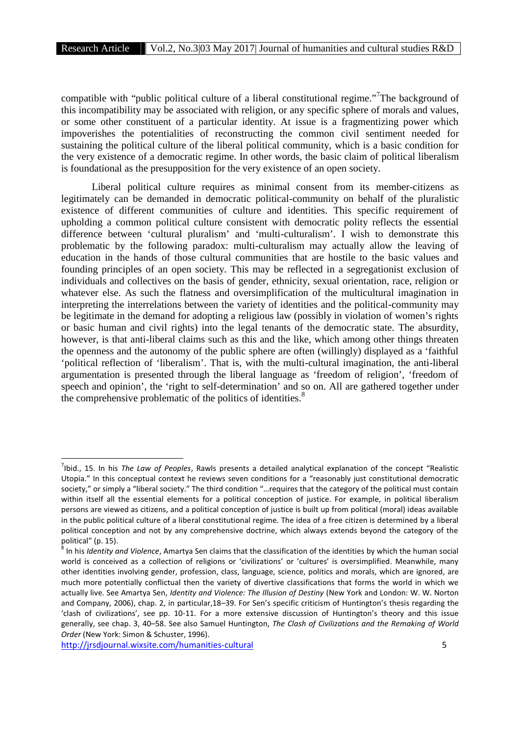compatible with "public political culture of a liberal constitutional regime."[7] The background of this incompatibility may be associated with religion, or any specific sphere of morals and values, or some other constituent of a particular identity. At issue is a fragmentizing power which impoverishes the potentialities of reconstructing the common civil sentiment needed for sustaining the political culture of the liberal political community, which is a basic condition for the very existence of a democratic regime. In other words, the basic claim of political liberalism is foundational as the presupposition for the very existence of an open society.

Liberal political culture requires as minimal consent from its member-citizens as legitimately can be demanded in democratic political-community on behalf of the pluralistic existence of different communities of culture and identities. This specific requirement of upholding a common political culture consistent with democratic polity reflects the essential difference between 'cultural pluralism' and 'multi-culturalism'. I wish to demonstrate this problematic by the following paradox: multi-culturalism may actually allow the leaving of education in the hands of those cultural communities that are hostile to the basic values and founding principles of an open society. This may be reflected in a segregationist exclusion of individuals and collectives on the basis of gender, ethnicity, sexual orientation, race, religion or whatever else. As such the flatness and oversimplification of the multicultural imagination in interpreting the interrelations between the variety of identities and the political-community may be legitimate in the demand for adopting a religious law (possibly in violation of women's rights or basic human and civil rights) into the legal tenants of the democratic state. The absurdity, however, is that anti-liberal claims such as this and the like, which among other things threaten the openness and the autonomy of the public sphere are often (willingly) displayed as a 'faithful 'political reflection of 'liberalism'. That is, with the multi-cultural imagination, the anti-liberal argumentation is presented through the liberal language as 'freedom of religion', 'freedom of speech and opinion', the 'right to self-determination' and so on. All are gathered together under the comprehensive problematic of the politics of identities.[8]

---

[7] Ibid., 15. In his *The Law of Peoples*, Rawls presents a detailed analytical explanation of the concept "Realistic Utopia." In this conceptual context he reviews seven conditions for a "reasonably just constitutional democratic society," or simply a "liberal society." The third condition "…requires that the category of the political must contain within itself all the essential elements for a political conception of justice. For example, in political liberalism persons are viewed as citizens, and a political conception of justice is built up from political (moral) ideas available in the public political culture of a liberal constitutional regime. The idea of a free citizen is determined by a liberal political conception and not by any comprehensive doctrine, which always extends beyond the category of the political" (p. 15).

[8] In his *Identity and Violence*, Amartya Sen claims that the classification of the identities by which the human social world is conceived as a collection of religions or 'civilizations' or 'cultures' is oversimplified. Meanwhile, many other identities involving gender, profession, class, language, science, politics and morals, which are ignored, are much more potentially conflictual then the variety of divertive classifications that forms the world in which we actually live. See Amartya Sen, *Identity and Violence: The Illusion of Destiny* (New York and London: W. W. Norton and Company, 2006), chap. 2, in particular,18–39. For Sen's specific criticism of Huntington's thesis regarding the 'clash of civilizations', see pp. 10-11. For a more extensive discussion of Huntington's theory and this issue generally, see chap. 3, 40–58. See also Samuel Huntington, *The Clash of Civilizations and the Remaking of World Order* (New York: Simon & Schuster, 1996).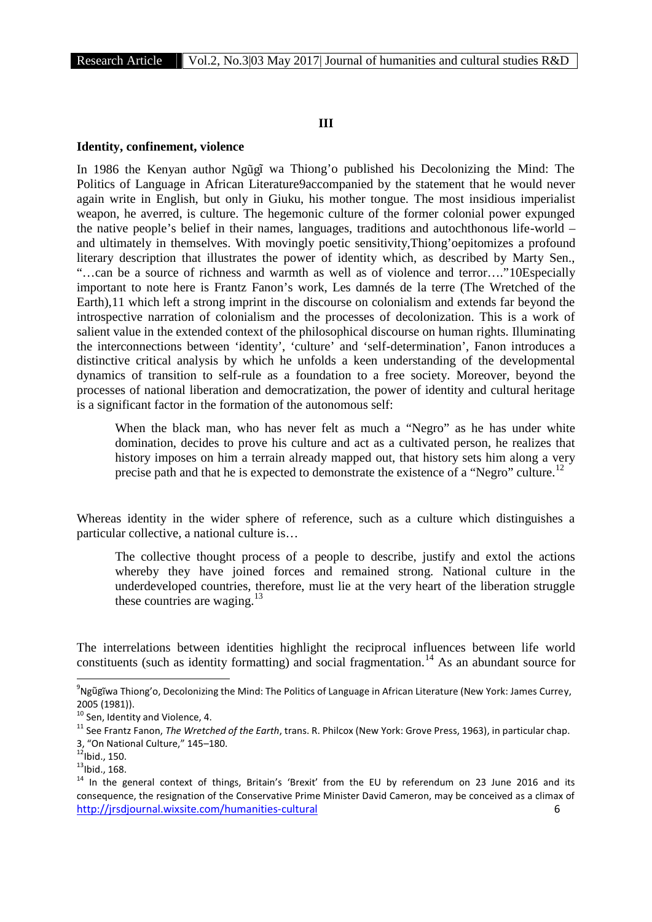## III

### Identity, confinement, violence

In 1986 the Kenyan author Ngũgĩ wa Thiong'o published his Decolonizing the Mind: The Politics of Language in African Literature[9]accompanied by the statement that he would never again write in English, but only in Giuku, his mother tongue. The most insidious imperialist weapon, he averred, is culture. The hegemonic culture of the former colonial power expunged the native people's belief in their names, languages, traditions and autochthonous life-world – and ultimately in themselves. With movingly poetic sensitivity,Thiong'oepitomizes a profound literary description that illustrates the power of identity which, as described by Marty Sen., "…can be a source of richness and warmth as well as of violence and terror…."[10]Especially important to note here is Frantz Fanon's work, Les damnés de la terre (The Wretched of the Earth),[11] which left a strong imprint in the discourse on colonialism and extends far beyond the introspective narration of colonialism and the processes of decolonization. This is a work of salient value in the extended context of the philosophical discourse on human rights. Illuminating the interconnections between 'identity', 'culture' and 'self-determination', Fanon introduces a distinctive critical analysis by which he unfolds a keen understanding of the developmental dynamics of transition to self-rule as a foundation to a free society. Moreover, beyond the processes of national liberation and democratization, the power of identity and cultural heritage is a significant factor in the formation of the autonomous self:

> When the black man, who has never felt as much a "Negro" as he has under white domination, decides to prove his culture and act as a cultivated person, he realizes that history imposes on him a terrain already mapped out, that history sets him along a very precise path and that he is expected to demonstrate the existence of a "Negro" culture.[12]

Whereas identity in the wider sphere of reference, such as a culture which distinguishes a particular collective, a national culture is…

> The collective thought process of a people to describe, justify and extol the actions whereby they have joined forces and remained strong. National culture in the underdeveloped countries, therefore, must lie at the very heart of the liberation struggle these countries are waging.[13]

The interrelations between identities highlight the reciprocal influences between life world constituents (such as identity formatting) and social fragmentation.[14] As an abundant source for

---

[9]Ngũgĩwa Thiong'o, Decolonizing the Mind: The Politics of Language in African Literature (New York: James Currey, 2005 (1981)).

[10] Sen, Identity and Violence, 4.

[11] See Frantz Fanon, *The Wretched of the Earth*, trans. R. Philcox (New York: Grove Press, 1963), in particular chap. 3, "On National Culture," 145–180.

[12]Ibid., 150.

[13]Ibid., 168.

[14] In the general context of things, Britain's 'Brexit' from the EU by referendum on 23 June 2016 and its consequence, the resignation of the Conservative Prime Minister David Cameron, may be conceived as a climax of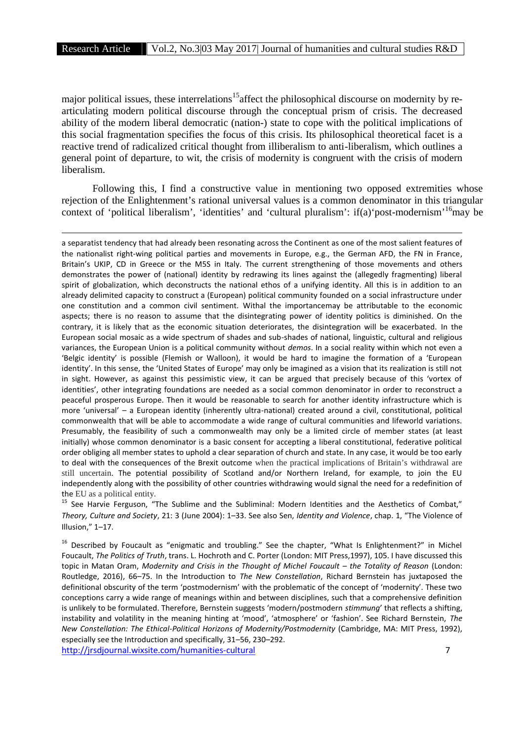major political issues, these interrelations[15] affect the philosophical discourse on modernity by re-articulating modern political discourse through the conceptual prism of crisis. The decreased ability of the modern liberal democratic (nation-) state to cope with the political implications of this social fragmentation specifies the focus of this crisis. Its philosophical theoretical facet is a reactive trend of radicalized critical thought from illiberalism to anti-liberalism, which outlines a general point of departure, to wit, the crisis of modernity is congruent with the crisis of modern liberalism.

Following this, I find a constructive value in mentioning two opposed extremities whose rejection of the Enlightenment's rational universal values is a common denominator in this triangular context of 'political liberalism', 'identities' and 'cultural pluralism': if(a)'post-modernism'[16] may be

---

a separatist tendency that had already been resonating across the Continent as one of the most salient features of the nationalist right-wing political parties and movements in Europe, e.g., the German AFD, the FN in France, Britain's UKIP, CD in Greece or the M5S in Italy. The current strengthening of those movements and others demonstrates the power of (national) identity by redrawing its lines against the (allegedly fragmenting) liberal spirit of globalization, which deconstructs the national ethos of a unifying identity. All this is in addition to an already delimited capacity to construct a (European) political community founded on a social infrastructure under one constitution and a common civil sentiment. Withal the importancemay be attributable to the economic aspects; there is no reason to assume that the disintegrating power of identity politics is diminished. On the contrary, it is likely that as the economic situation deteriorates, the disintegration will be exacerbated. In the European social mosaic as a wide spectrum of shades and sub-shades of national, linguistic, cultural and religious variances, the European Union is a political community without *demos*. In a social reality within which not even a 'Belgic identity' is possible (Flemish or Walloon), it would be hard to imagine the formation of a 'European identity'. In this sense, the 'United States of Europe' may only be imagined as a vision that its realization is still not in sight. However, as against this pessimistic view, it can be argued that precisely because of this 'vortex of identities', other integrating foundations are needed as a social common denominator in order to reconstruct a peaceful prosperous Europe. Then it would be reasonable to search for another identity infrastructure which is more 'universal' – a European identity (inherently ultra-national) created around a civil, constitutional, political commonwealth that will be able to accommodate a wide range of cultural communities and lifeworld variations. Presumably, the feasibility of such a commonwealth may only be a limited circle of member states (at least initially) whose common denominator is a basic consent for accepting a liberal constitutional, federative political order obliging all member states to uphold a clear separation of church and state. In any case, it would be too early to deal with the consequences of the Brexit outcome when the practical implications of Britain's withdrawal are still uncertain. The potential possibility of Scotland and/or Northern Ireland, for example, to join the EU independently along with the possibility of other countries withdrawing would signal the need for a redefinition of the EU as a political entity.

[15] See Harvie Ferguson, "The Sublime and the Subliminal: Modern Identities and the Aesthetics of Combat," *Theory, Culture and Society*, 21: 3 (June 2004): 1–33. See also Sen, *Identity and Violence*, chap. 1, "The Violence of Illusion," 1–17.

[16] Described by Foucault as "enigmatic and troubling." See the chapter, "What Is Enlightenment?" in Michel Foucault, *The Politics of Truth*, trans. L. Hochroth and C. Porter (London: MIT Press,1997), 105. I have discussed this topic in Matan Oram, *Modernity and Crisis in the Thought of Michel Foucault – the Totality of Reason* (London: Routledge, 2016), 66–75. In the Introduction to *The New Constellation*, Richard Bernstein has juxtaposed the definitional obscurity of the term 'postmodernism' with the problematic of the concept of 'modernity'. These two conceptions carry a wide range of meanings within and between disciplines, such that a comprehensive definition is unlikely to be formulated. Therefore, Bernstein suggests 'modern/postmodern *stimmung*' that reflects a shifting, instability and volatility in the meaning hinting at 'mood', 'atmosphere' or 'fashion'. See Richard Bernstein, *The New Constellation: The Ethical-Political Horizons of Modernity/Postmodernity* (Cambridge, MA: MIT Press, 1992), especially see the Introduction and specifically, 31–56, 230–292.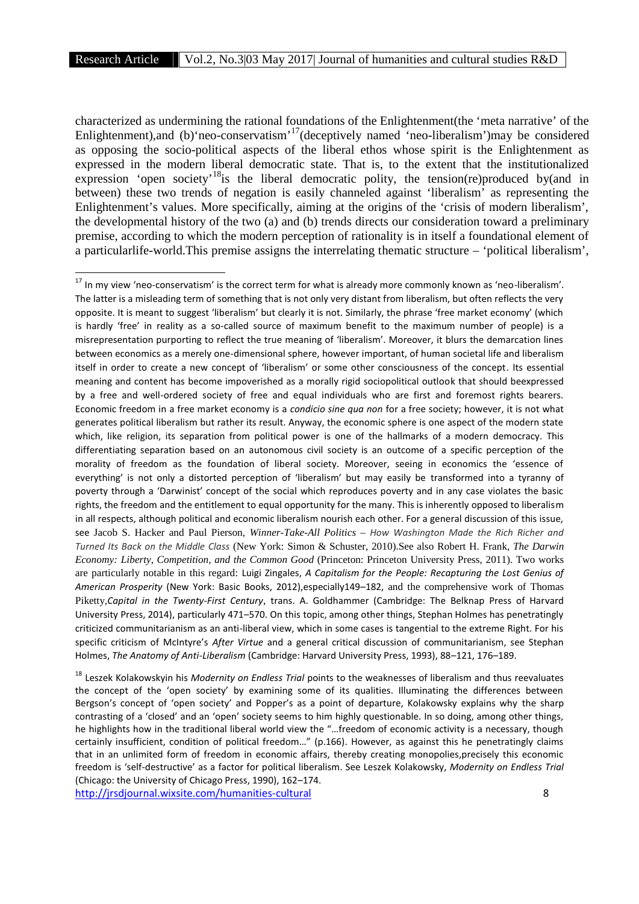characterized as undermining the rational foundations of the Enlightenment(the 'meta narrative' of the Enlightenment),and (b)'neo-conservatism'[17](deceptively named 'neo-liberalism')may be considered as opposing the socio-political aspects of the liberal ethos whose spirit is the Enlightenment as expressed in the modern liberal democratic state. That is, to the extent that the institutionalized expression 'open society'[18]is the liberal democratic polity, the tension(re)produced by(and in between) these two trends of negation is easily channeled against 'liberalism' as representing the Enlightenment's values. More specifically, aiming at the origins of the 'crisis of modern liberalism', the developmental history of the two (a) and (b) trends directs our consideration toward a preliminary premise, according to which the modern perception of rationality is in itself a foundational element of a particularlife-world.This premise assigns the interrelating thematic structure – 'political liberalism',

---

[17] In my view 'neo-conservatism' is the correct term for what is already more commonly known as 'neo-liberalism'. The latter is a misleading term of something that is not only very distant from liberalism, but often reflects the very opposite. It is meant to suggest 'liberalism' but clearly it is not. Similarly, the phrase 'free market economy' (which is hardly 'free' in reality as a so-called source of maximum benefit to the maximum number of people) is a misrepresentation purporting to reflect the true meaning of 'liberalism'. Moreover, it blurs the demarcation lines between economics as a merely one-dimensional sphere, however important, of human societal life and liberalism itself in order to create a new concept of 'liberalism' or some other consciousness of the concept. Its essential meaning and content has become impoverished as a morally rigid sociopolitical outlook that should beexpressed by a free and well-ordered society of free and equal individuals who are first and foremost rights bearers. Economic freedom in a free market economy is a *condicio sine qua non* for a free society; however, it is not what generates political liberalism but rather its result. Anyway, the economic sphere is one aspect of the modern state which, like religion, its separation from political power is one of the hallmarks of a modern democracy. This differentiating separation based on an autonomous civil society is an outcome of a specific perception of the morality of freedom as the foundation of liberal society. Moreover, seeing in economics the 'essence of everything' is not only a distorted perception of 'liberalism' but may easily be transformed into a tyranny of poverty through a 'Darwinist' concept of the social which reproduces poverty and in any case violates the basic rights, the freedom and the entitlement to equal opportunity for the many. This is inherently opposed to liberalism in all respects, although political and economic liberalism nourish each other. For a general discussion of this issue, see Jacob S. Hacker and Paul Pierson, *Winner-Take-All Politics – How Washington Made the Rich Richer and Turned Its Back on the Middle Class* (New York: Simon & Schuster, 2010).See also Robert H. Frank, *The Darwin Economy: Liberty, Competition, and the Common Good* (Princeton: Princeton University Press, 2011). Two works are particularly notable in this regard: Luigi Zingales, *A Capitalism for the People: Recapturing the Lost Genius of American Prosperity* (New York: Basic Books, 2012),especially149–182, and the comprehensive work of Thomas Piketty,*Capital in the Twenty-First Century*, trans. A. Goldhammer (Cambridge: The Belknap Press of Harvard University Press, 2014), particularly 471–570. On this topic, among other things, Stephan Holmes has penetratingly criticized communitarianism as an anti-liberal view, which in some cases is tangential to the extreme Right. For his specific criticism of McIntyre's *After Virtue* and a general critical discussion of communitarianism, see Stephan Holmes, *The Anatomy of Anti-Liberalism* (Cambridge: Harvard University Press, 1993), 88–121, 176–189.

[18] Leszek Kolakowskyin his *Modernity on Endless Trial* points to the weaknesses of liberalism and thus reevaluates the concept of the 'open society' by examining some of its qualities. Illuminating the differences between Bergson's concept of 'open society' and Popper's as a point of departure, Kolakowsky explains why the sharp contrasting of a 'closed' and an 'open' society seems to him highly questionable. In so doing, among other things, he highlights how in the traditional liberal world view the "…freedom of economic activity is a necessary, though certainly insufficient, condition of political freedom…" (p.166). However, as against this he penetratingly claims that in an unlimited form of freedom in economic affairs, thereby creating monopolies,precisely this economic freedom is 'self-destructive' as a factor for political liberalism. See Leszek Kolakowsky, *Modernity on Endless Trial* (Chicago: the University of Chicago Press, 1990), 162–174.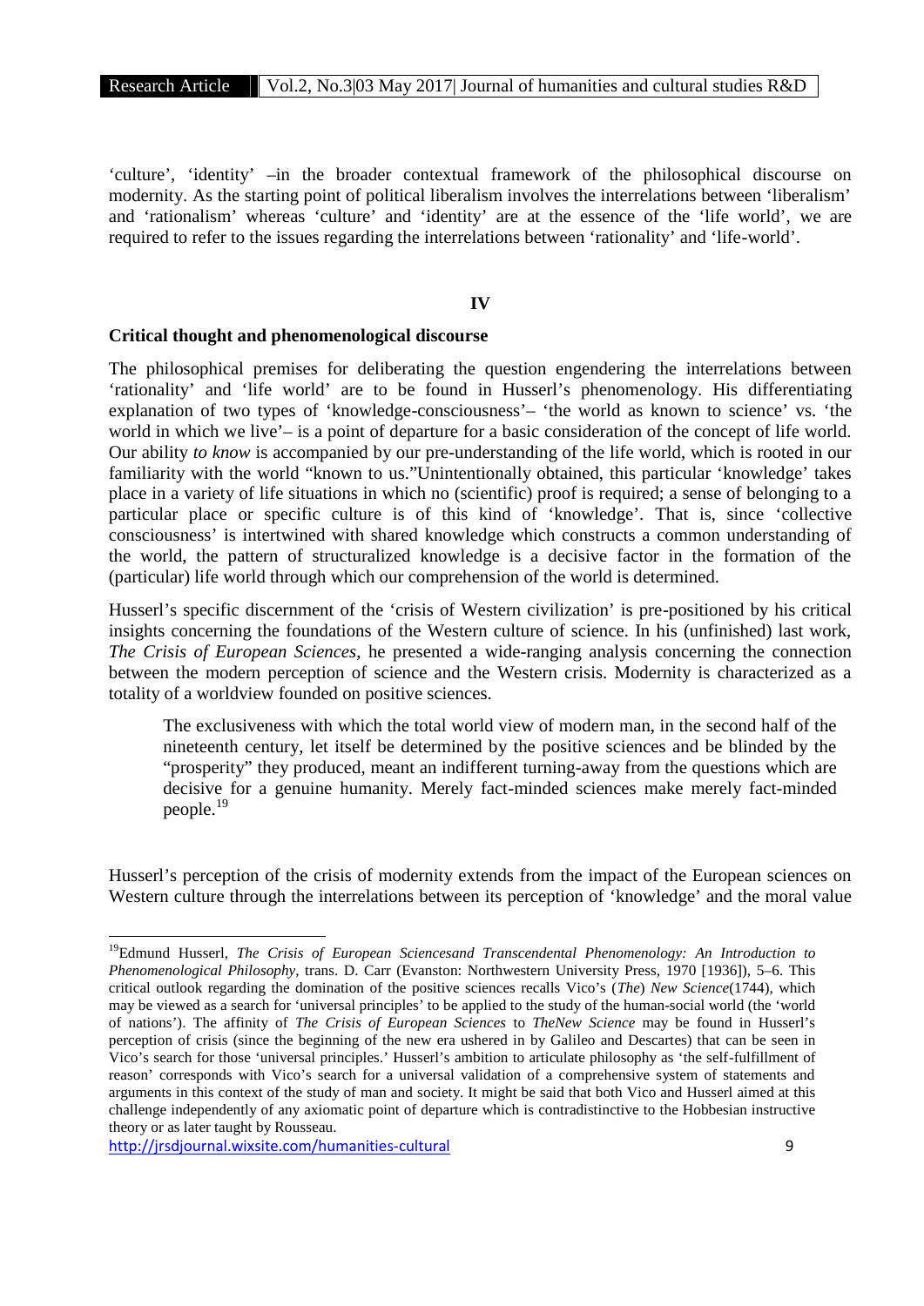'culture', 'identity' –in the broader contextual framework of the philosophical discourse on modernity. As the starting point of political liberalism involves the interrelations between 'liberalism' and 'rationalism' whereas 'culture' and 'identity' are at the essence of the 'life world', we are required to refer to the issues regarding the interrelations between 'rationality' and 'life-world'.

## IV

### Critical thought and phenomenological discourse

The philosophical premises for deliberating the question engendering the interrelations between 'rationality' and 'life world' are to be found in Husserl's phenomenology. His differentiating explanation of two types of 'knowledge-consciousness'– 'the world as known to science' vs. 'the world in which we live'– is a point of departure for a basic consideration of the concept of life world. Our ability *to know* is accompanied by our pre-understanding of the life world, which is rooted in our familiarity with the world "known to us."Unintentionally obtained, this particular 'knowledge' takes place in a variety of life situations in which no (scientific) proof is required; a sense of belonging to a particular place or specific culture is of this kind of 'knowledge'. That is, since 'collective consciousness' is intertwined with shared knowledge which constructs a common understanding of the world, the pattern of structuralized knowledge is a decisive factor in the formation of the (particular) life world through which our comprehension of the world is determined.

Husserl's specific discernment of the 'crisis of Western civilization' is pre-positioned by his critical insights concerning the foundations of the Western culture of science. In his (unfinished) last work, *The Crisis of European Sciences*, he presented a wide-ranging analysis concerning the connection between the modern perception of science and the Western crisis. Modernity is characterized as a totality of a worldview founded on positive sciences.

> The exclusiveness with which the total world view of modern man, in the second half of the nineteenth century, let itself be determined by the positive sciences and be blinded by the "prosperity" they produced, meant an indifferent turning-away from the questions which are decisive for a genuine humanity. Merely fact-minded sciences make merely fact-minded people.[19]

Husserl's perception of the crisis of modernity extends from the impact of the European sciences on Western culture through the interrelations between its perception of 'knowledge' and the moral value

---

[19] Edmund Husserl, *The Crisis of European Sciencesand Transcendental Phenomenology: An Introduction to Phenomenological Philosophy*, trans. D. Carr (Evanston: Northwestern University Press, 1970 [1936]), 5–6. This critical outlook regarding the domination of the positive sciences recalls Vico's (*The*) *New Science*(1744), which may be viewed as a search for 'universal principles' to be applied to the study of the human-social world (the 'world of nations'). The affinity of *The Crisis of European Sciences* to *TheNew Science* may be found in Husserl's perception of crisis (since the beginning of the new era ushered in by Galileo and Descartes) that can be seen in Vico's search for those 'universal principles.' Husserl's ambition to articulate philosophy as 'the self-fulfillment of reason' corresponds with Vico's search for a universal validation of a comprehensive system of statements and arguments in this context of the study of man and society. It might be said that both Vico and Husserl aimed at this challenge independently of any axiomatic point of departure which is contradistinctive to the Hobbesian instructive theory or as later taught by Rousseau.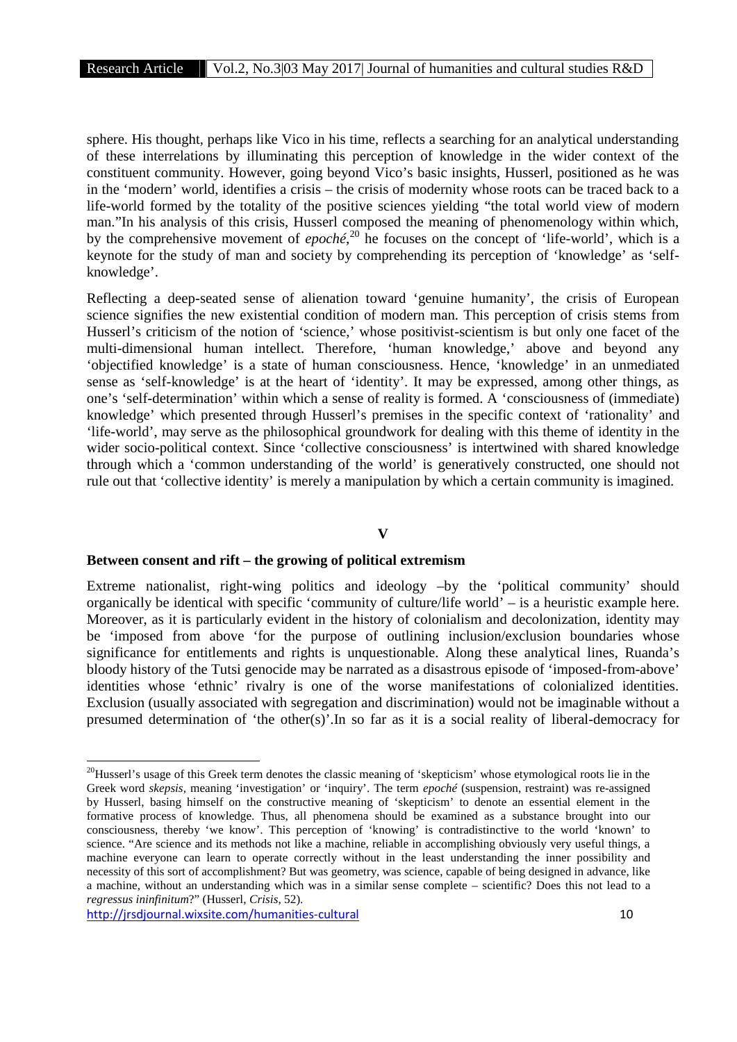sphere. His thought, perhaps like Vico in his time, reflects a searching for an analytical understanding of these interrelations by illuminating this perception of knowledge in the wider context of the constituent community. However, going beyond Vico's basic insights, Husserl, positioned as he was in the 'modern' world, identifies a crisis – the crisis of modernity whose roots can be traced back to a life-world formed by the totality of the positive sciences yielding "the total world view of modern man."In his analysis of this crisis, Husserl composed the meaning of phenomenology within which, by the comprehensive movement of *epoché*,[20] he focuses on the concept of 'life-world', which is a keynote for the study of man and society by comprehending its perception of 'knowledge' as 'self-knowledge'.

Reflecting a deep-seated sense of alienation toward 'genuine humanity', the crisis of European science signifies the new existential condition of modern man. This perception of crisis stems from Husserl's criticism of the notion of 'science,' whose positivist-scientism is but only one facet of the multi-dimensional human intellect. Therefore, 'human knowledge,' above and beyond any 'objectified knowledge' is a state of human consciousness. Hence, 'knowledge' in an unmediated sense as 'self-knowledge' is at the heart of 'identity'. It may be expressed, among other things, as one's 'self-determination' within which a sense of reality is formed. A 'consciousness of (immediate) knowledge' which presented through Husserl's premises in the specific context of 'rationality' and 'life-world', may serve as the philosophical groundwork for dealing with this theme of identity in the wider socio-political context. Since 'collective consciousness' is intertwined with shared knowledge through which a 'common understanding of the world' is generatively constructed, one should not rule out that 'collective identity' is merely a manipulation by which a certain community is imagined.

## V

### Between consent and rift – the growing of political extremism

Extreme nationalist, right-wing politics and ideology –by the 'political community' should organically be identical with specific 'community of culture/life world' – is a heuristic example here. Moreover, as it is particularly evident in the history of colonialism and decolonization, identity may be 'imposed from above 'for the purpose of outlining inclusion/exclusion boundaries whose significance for entitlements and rights is unquestionable. Along these analytical lines, Ruanda's bloody history of the Tutsi genocide may be narrated as a disastrous episode of 'imposed-from-above' identities whose 'ethnic' rivalry is one of the worse manifestations of colonialized identities. Exclusion (usually associated with segregation and discrimination) would not be imaginable without a presumed determination of 'the other(s)'.In so far as it is a social reality of liberal-democracy for

---

[20]Husserl's usage of this Greek term denotes the classic meaning of 'skepticism' whose etymological roots lie in the Greek word *skepsis*, meaning 'investigation' or 'inquiry'. The term *epoché* (suspension, restraint) was re-assigned by Husserl, basing himself on the constructive meaning of 'skepticism' to denote an essential element in the formative process of knowledge. Thus, all phenomena should be examined as a substance brought into our consciousness, thereby 'we know'. This perception of 'knowing' is contradistinctive to the world 'known' to science. "Are science and its methods not like a machine, reliable in accomplishing obviously very useful things, a machine everyone can learn to operate correctly without in the least understanding the inner possibility and necessity of this sort of accomplishment? But was geometry, was science, capable of being designed in advance, like a machine, without an understanding which was in a similar sense complete – scientific? Does this not lead to a *regressus ininfinitum*?" (Husserl, *Crisis*, 52).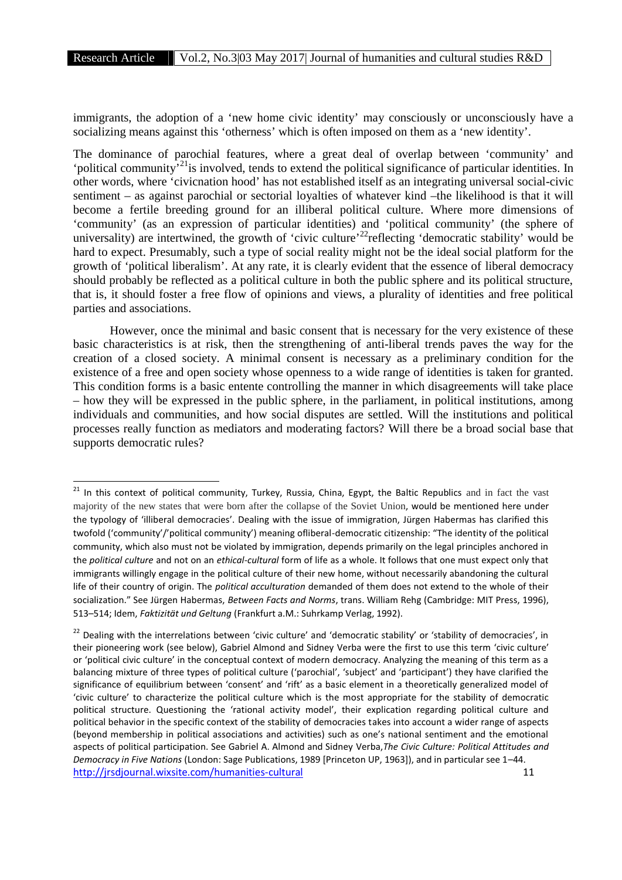immigrants, the adoption of a 'new home civic identity' may consciously or unconsciously have a socializing means against this 'otherness' which is often imposed on them as a 'new identity'.

The dominance of parochial features, where a great deal of overlap between 'community' and 'political community'[21]is involved, tends to extend the political significance of particular identities. In other words, where 'civicnation hood' has not established itself as an integrating universal social-civic sentiment – as against parochial or sectorial loyalties of whatever kind –the likelihood is that it will become a fertile breeding ground for an illiberal political culture. Where more dimensions of 'community' (as an expression of particular identities) and 'political community' (the sphere of universality) are intertwined, the growth of 'civic culture'[22]reflecting 'democratic stability' would be hard to expect. Presumably, such a type of social reality might not be the ideal social platform for the growth of 'political liberalism'. At any rate, it is clearly evident that the essence of liberal democracy should probably be reflected as a political culture in both the public sphere and its political structure, that is, it should foster a free flow of opinions and views, a plurality of identities and free political parties and associations.

However, once the minimal and basic consent that is necessary for the very existence of these basic characteristics is at risk, then the strengthening of anti-liberal trends paves the way for the creation of a closed society. A minimal consent is necessary as a preliminary condition for the existence of a free and open society whose openness to a wide range of identities is taken for granted. This condition forms is a basic entente controlling the manner in which disagreements will take place – how they will be expressed in the public sphere, in the parliament, in political institutions, among individuals and communities, and how social disputes are settled. Will the institutions and political processes really function as mediators and moderating factors? Will there be a broad social base that supports democratic rules?

---

[21] In this context of political community, Turkey, Russia, China, Egypt, the Baltic Republics and in fact the vast majority of the new states that were born after the collapse of the Soviet Union, would be mentioned here under the typology of 'illiberal democracies'. Dealing with the issue of immigration, Jürgen Habermas has clarified this twofold ('community'/'political community') meaning ofliberal-democratic citizenship: "The identity of the political community, which also must not be violated by immigration, depends primarily on the legal principles anchored in the *political culture* and not on an *ethical-cultural* form of life as a whole. It follows that one must expect only that immigrants willingly engage in the political culture of their new home, without necessarily abandoning the cultural life of their country of origin. The *political acculturation* demanded of them does not extend to the whole of their socialization." See Jürgen Habermas, *Between Facts and Norms*, trans. William Rehg (Cambridge: MIT Press, 1996), 513–514; Idem, *Faktizität und Geltung* (Frankfurt a.M.: Suhrkamp Verlag, 1992).

[22] Dealing with the interrelations between 'civic culture' and 'democratic stability' or 'stability of democracies', in their pioneering work (see below), Gabriel Almond and Sidney Verba were the first to use this term 'civic culture' or 'political civic culture' in the conceptual context of modern democracy. Analyzing the meaning of this term as a balancing mixture of three types of political culture ('parochial', 'subject' and 'participant') they have clarified the significance of equilibrium between 'consent' and 'rift' as a basic element in a theoretically generalized model of 'civic culture' to characterize the political culture which is the most appropriate for the stability of democratic political structure. Questioning the 'rational activity model', their explication regarding political culture and political behavior in the specific context of the stability of democracies takes into account a wider range of aspects (beyond membership in political associations and activities) such as one's national sentiment and the emotional aspects of political participation. See Gabriel A. Almond and Sidney Verba,*The Civic Culture: Political Attitudes and Democracy in Five Nations* (London: Sage Publications, 1989 [Princeton UP, 1963]), and in particular see 1–44.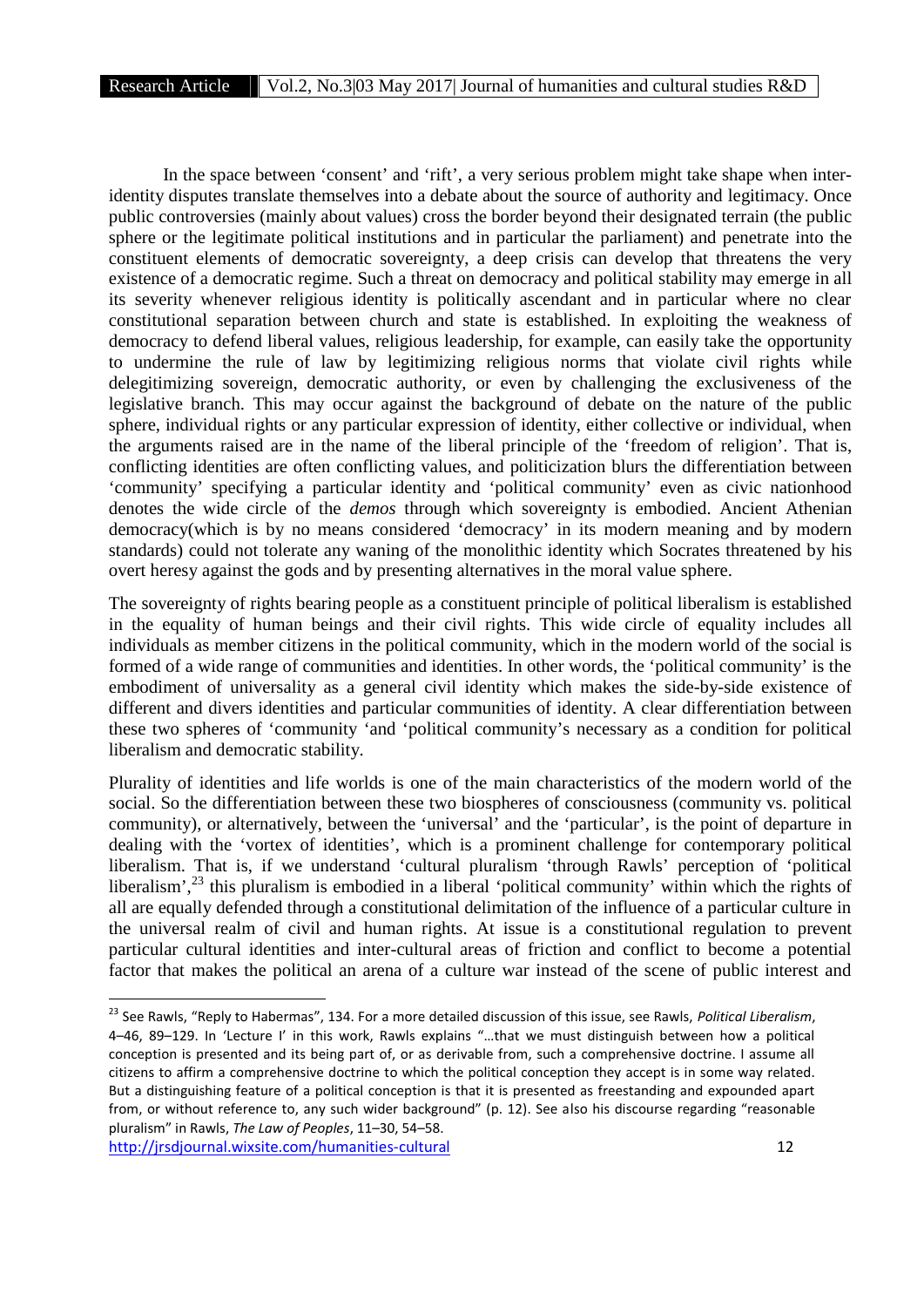In the space between 'consent' and 'rift', a very serious problem might take shape when inter-identity disputes translate themselves into a debate about the source of authority and legitimacy. Once public controversies (mainly about values) cross the border beyond their designated terrain (the public sphere or the legitimate political institutions and in particular the parliament) and penetrate into the constituent elements of democratic sovereignty, a deep crisis can develop that threatens the very existence of a democratic regime. Such a threat on democracy and political stability may emerge in all its severity whenever religious identity is politically ascendant and in particular where no clear constitutional separation between church and state is established. In exploiting the weakness of democracy to defend liberal values, religious leadership, for example, can easily take the opportunity to undermine the rule of law by legitimizing religious norms that violate civil rights while delegitimizing sovereign, democratic authority, or even by challenging the exclusiveness of the legislative branch. This may occur against the background of debate on the nature of the public sphere, individual rights or any particular expression of identity, either collective or individual, when the arguments raised are in the name of the liberal principle of the 'freedom of religion'. That is, conflicting identities are often conflicting values, and politicization blurs the differentiation between 'community' specifying a particular identity and 'political community' even as civic nationhood denotes the wide circle of the *demos* through which sovereignty is embodied. Ancient Athenian democracy(which is by no means considered 'democracy' in its modern meaning and by modern standards) could not tolerate any waning of the monolithic identity which Socrates threatened by his overt heresy against the gods and by presenting alternatives in the moral value sphere.

The sovereignty of rights bearing people as a constituent principle of political liberalism is established in the equality of human beings and their civil rights. This wide circle of equality includes all individuals as member citizens in the political community, which in the modern world of the social is formed of a wide range of communities and identities. In other words, the 'political community' is the embodiment of universality as a general civil identity which makes the side-by-side existence of different and divers identities and particular communities of identity. A clear differentiation between these two spheres of 'community 'and 'political community's necessary as a condition for political liberalism and democratic stability.

Plurality of identities and life worlds is one of the main characteristics of the modern world of the social. So the differentiation between these two biospheres of consciousness (community vs. political community), or alternatively, between the 'universal' and the 'particular', is the point of departure in dealing with the 'vortex of identities', which is a prominent challenge for contemporary political liberalism. That is, if we understand 'cultural pluralism 'through Rawls' perception of 'political liberalism',[23] this pluralism is embodied in a liberal 'political community' within which the rights of all are equally defended through a constitutional delimitation of the influence of a particular culture in the universal realm of civil and human rights. At issue is a constitutional regulation to prevent particular cultural identities and inter-cultural areas of friction and conflict to become a potential factor that makes the political an arena of a culture war instead of the scene of public interest and

---

[23] See Rawls, "Reply to Habermas", 134. For a more detailed discussion of this issue, see Rawls, *Political Liberalism*, 4–46, 89–129. In 'Lecture I' in this work, Rawls explains "…that we must distinguish between how a political conception is presented and its being part of, or as derivable from, such a comprehensive doctrine. I assume all citizens to affirm a comprehensive doctrine to which the political conception they accept is in some way related. But a distinguishing feature of a political conception is that it is presented as freestanding and expounded apart from, or without reference to, any such wider background" (p. 12). See also his discourse regarding "reasonable pluralism" in Rawls, *The Law of Peoples*, 11–30, 54–58.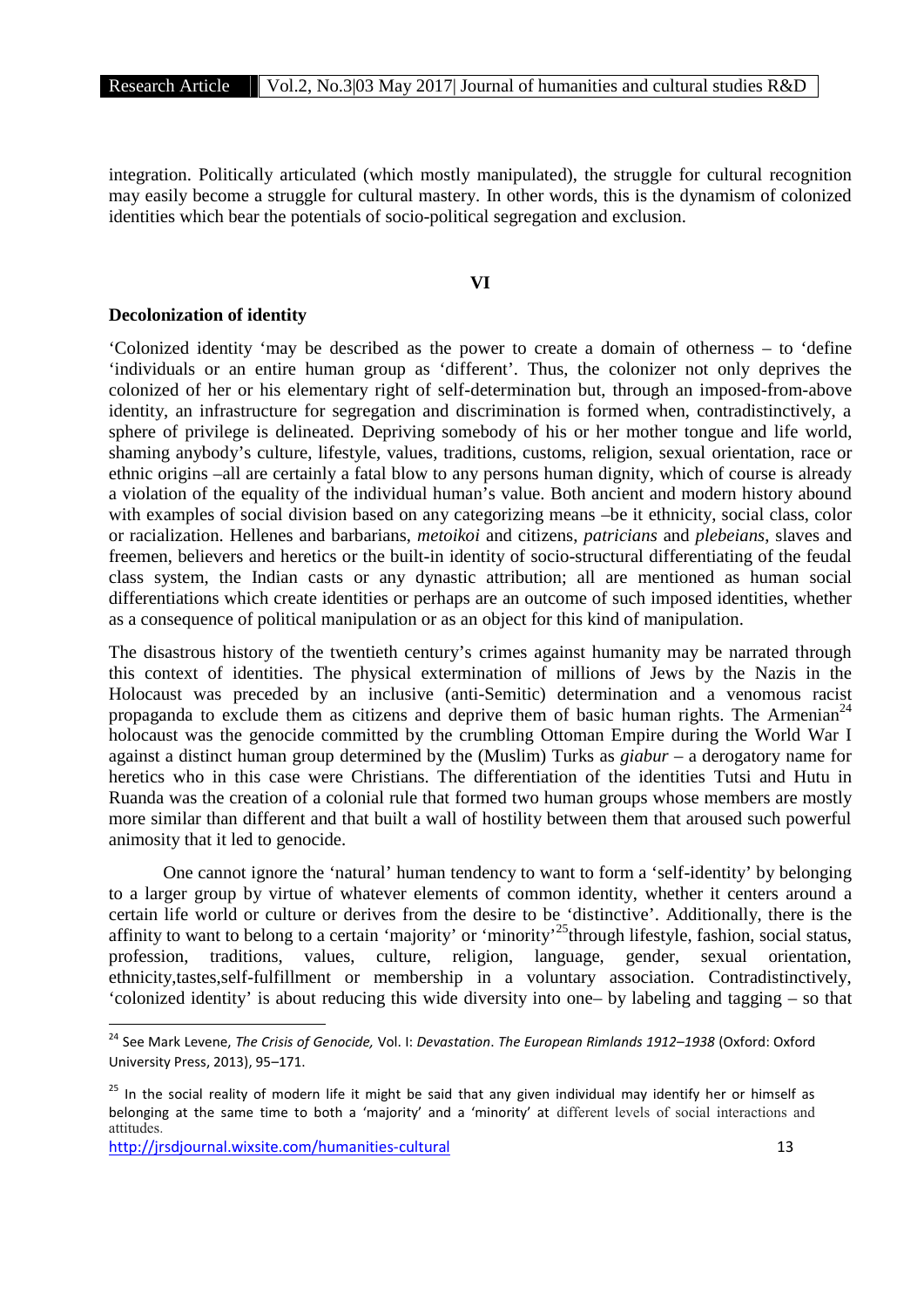integration. Politically articulated (which mostly manipulated), the struggle for cultural recognition may easily become a struggle for cultural mastery. In other words, this is the dynamism of colonized identities which bear the potentials of socio-political segregation and exclusion.

## VI

### Decolonization of identity

'Colonized identity 'may be described as the power to create a domain of otherness – to 'define 'individuals or an entire human group as 'different'. Thus, the colonizer not only deprives the colonized of her or his elementary right of self-determination but, through an imposed-from-above identity, an infrastructure for segregation and discrimination is formed when, contradistinctively, a sphere of privilege is delineated. Depriving somebody of his or her mother tongue and life world, shaming anybody's culture, lifestyle, values, traditions, customs, religion, sexual orientation, race or ethnic origins –all are certainly a fatal blow to any persons human dignity, which of course is already a violation of the equality of the individual human's value. Both ancient and modern history abound with examples of social division based on any categorizing means –be it ethnicity, social class, color or racialization. Hellenes and barbarians, *metoikoi* and citizens, *patricians* and *plebeians*, slaves and freemen, believers and heretics or the built-in identity of socio-structural differentiating of the feudal class system, the Indian casts or any dynastic attribution; all are mentioned as human social differentiations which create identities or perhaps are an outcome of such imposed identities, whether as a consequence of political manipulation or as an object for this kind of manipulation.

The disastrous history of the twentieth century's crimes against humanity may be narrated through this context of identities. The physical extermination of millions of Jews by the Nazis in the Holocaust was preceded by an inclusive (anti-Semitic) determination and a venomous racist propaganda to exclude them as citizens and deprive them of basic human rights. The Armenian[24] holocaust was the genocide committed by the crumbling Ottoman Empire during the World War I against a distinct human group determined by the (Muslim) Turks as *giabur* – a derogatory name for heretics who in this case were Christians. The differentiation of the identities Tutsi and Hutu in Ruanda was the creation of a colonial rule that formed two human groups whose members are mostly more similar than different and that built a wall of hostility between them that aroused such powerful animosity that it led to genocide.

One cannot ignore the 'natural' human tendency to want to form a 'self-identity' by belonging to a larger group by virtue of whatever elements of common identity, whether it centers around a certain life world or culture or derives from the desire to be 'distinctive'. Additionally, there is the affinity to want to belong to a certain 'majority' or 'minority'[25] through lifestyle, fashion, social status, profession, traditions, values, culture, religion, language, gender, sexual orientation, ethnicity,tastes,self-fulfillment or membership in a voluntary association. Contradistinctively, 'colonized identity' is about reducing this wide diversity into one– by labeling and tagging – so that

---

[24] See Mark Levene, *The Crisis of Genocide,* Vol. I: *Devastation*. *The European Rimlands 1912–1938* (Oxford: Oxford University Press, 2013), 95–171.

[25] In the social reality of modern life it might be said that any given individual may identify her or himself as belonging at the same time to both a 'majority' and a 'minority' at different levels of social interactions and attitudes.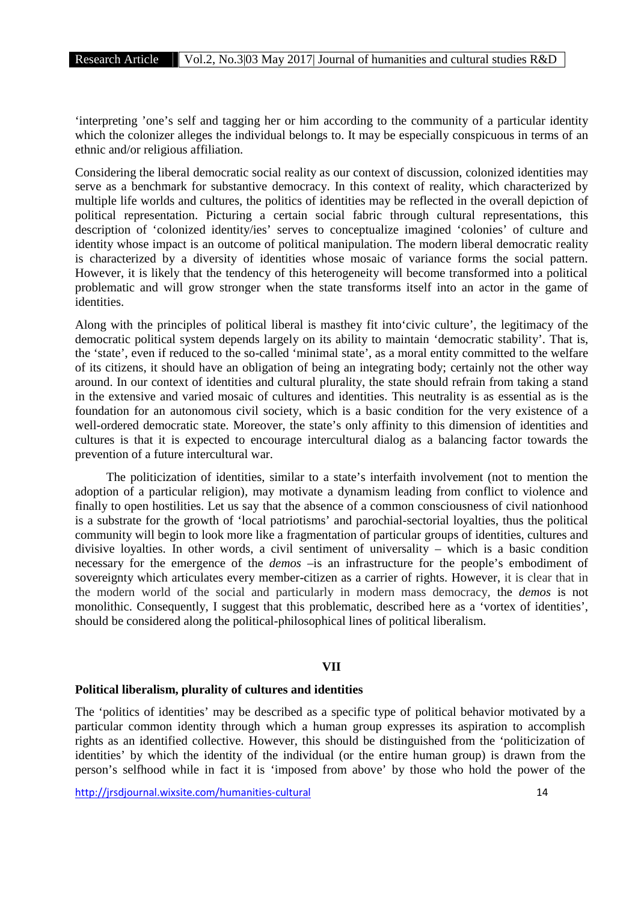'interpreting 'one's self and tagging her or him according to the community of a particular identity which the colonizer alleges the individual belongs to. It may be especially conspicuous in terms of an ethnic and/or religious affiliation.

Considering the liberal democratic social reality as our context of discussion, colonized identities may serve as a benchmark for substantive democracy. In this context of reality, which characterized by multiple life worlds and cultures, the politics of identities may be reflected in the overall depiction of political representation. Picturing a certain social fabric through cultural representations, this description of 'colonized identity/ies' serves to conceptualize imagined 'colonies' of culture and identity whose impact is an outcome of political manipulation. The modern liberal democratic reality is characterized by a diversity of identities whose mosaic of variance forms the social pattern. However, it is likely that the tendency of this heterogeneity will become transformed into a political problematic and will grow stronger when the state transforms itself into an actor in the game of identities.

Along with the principles of political liberal is masthey fit into'civic culture', the legitimacy of the democratic political system depends largely on its ability to maintain 'democratic stability'. That is, the 'state', even if reduced to the so-called 'minimal state', as a moral entity committed to the welfare of its citizens, it should have an obligation of being an integrating body; certainly not the other way around. In our context of identities and cultural plurality, the state should refrain from taking a stand in the extensive and varied mosaic of cultures and identities. This neutrality is as essential as is the foundation for an autonomous civil society, which is a basic condition for the very existence of a well-ordered democratic state. Moreover, the state's only affinity to this dimension of identities and cultures is that it is expected to encourage intercultural dialog as a balancing factor towards the prevention of a future intercultural war.

The politicization of identities, similar to a state's interfaith involvement (not to mention the adoption of a particular religion), may motivate a dynamism leading from conflict to violence and finally to open hostilities. Let us say that the absence of a common consciousness of civil nationhood is a substrate for the growth of 'local patriotisms' and parochial-sectorial loyalties, thus the political community will begin to look more like a fragmentation of particular groups of identities, cultures and divisive loyalties. In other words, a civil sentiment of universality – which is a basic condition necessary for the emergence of the *demos* –is an infrastructure for the people's embodiment of sovereignty which articulates every member-citizen as a carrier of rights. However, it is clear that in the modern world of the social and particularly in modern mass democracy, the *demos* is not monolithic. Consequently, I suggest that this problematic, described here as a 'vortex of identities', should be considered along the political-philosophical lines of political liberalism.

## VII

### Political liberalism, plurality of cultures and identities

The 'politics of identities' may be described as a specific type of political behavior motivated by a particular common identity through which a human group expresses its aspiration to accomplish rights as an identified collective. However, this should be distinguished from the 'politicization of identities' by which the identity of the individual (or the entire human group) is drawn from the person's selfhood while in fact it is 'imposed from above' by those who hold the power of the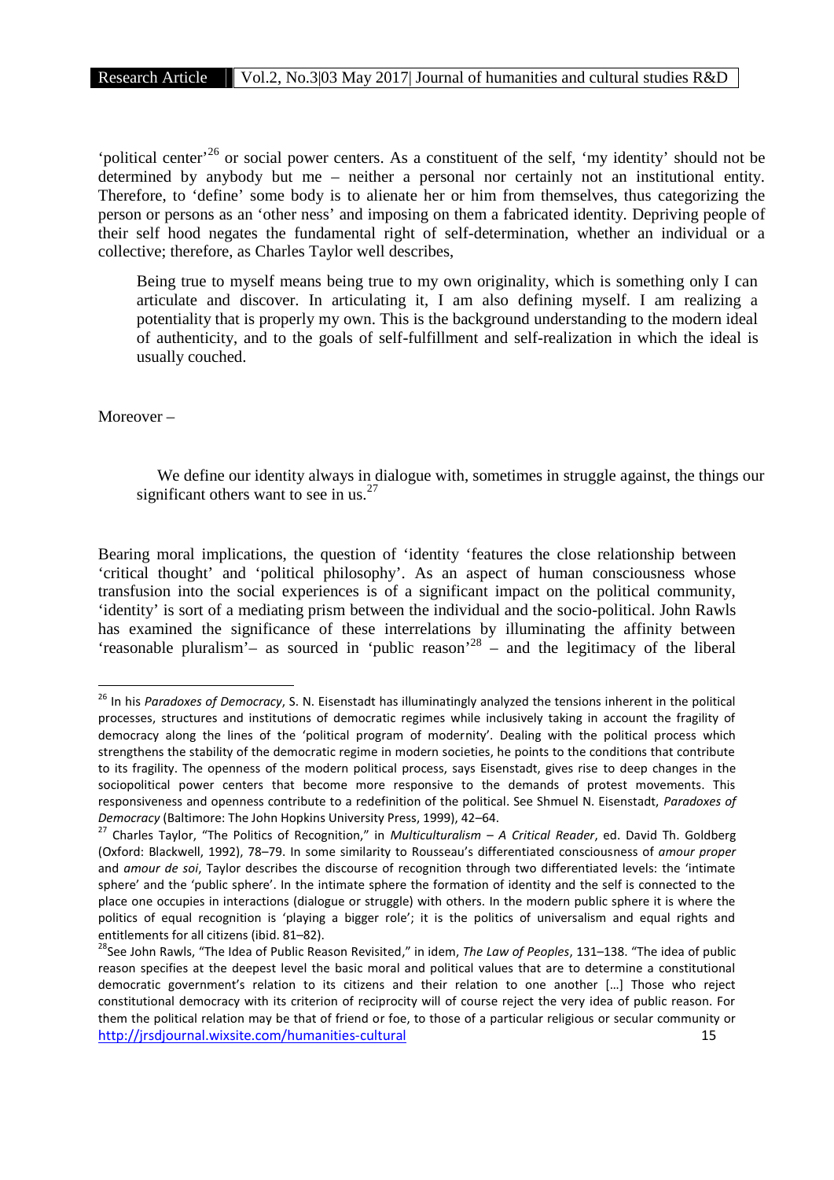'political center'[26] or social power centers. As a constituent of the self, 'my identity' should not be determined by anybody but me – neither a personal nor certainly not an institutional entity. Therefore, to 'define' some body is to alienate her or him from themselves, thus categorizing the person or persons as an 'other ness' and imposing on them a fabricated identity. Depriving people of their self hood negates the fundamental right of self-determination, whether an individual or a collective; therefore, as Charles Taylor well describes,

> Being true to myself means being true to my own originality, which is something only I can articulate and discover. In articulating it, I am also defining myself. I am realizing a potentiality that is properly my own. This is the background understanding to the modern ideal of authenticity, and to the goals of self-fulfillment and self-realization in which the ideal is usually couched.

Moreover –

> We define our identity always in dialogue with, sometimes in struggle against, the things our significant others want to see in us.[27]

Bearing moral implications, the question of 'identity 'features the close relationship between 'critical thought' and 'political philosophy'. As an aspect of human consciousness whose transfusion into the social experiences is of a significant impact on the political community, 'identity' is sort of a mediating prism between the individual and the socio-political. John Rawls has examined the significance of these interrelations by illuminating the affinity between 'reasonable pluralism'– as sourced in 'public reason'[28] – and the legitimacy of the liberal

---

[26] In his *Paradoxes of Democracy*, S. N. Eisenstadt has illuminatingly analyzed the tensions inherent in the political processes, structures and institutions of democratic regimes while inclusively taking in account the fragility of democracy along the lines of the 'political program of modernity'. Dealing with the political process which strengthens the stability of the democratic regime in modern societies, he points to the conditions that contribute to its fragility. The openness of the modern political process, says Eisenstadt, gives rise to deep changes in the sociopolitical power centers that become more responsive to the demands of protest movements. This responsiveness and openness contribute to a redefinition of the political. See Shmuel N. Eisenstadt, *Paradoxes of Democracy* (Baltimore: The John Hopkins University Press, 1999), 42–64.

[27] Charles Taylor, "The Politics of Recognition," in *Multiculturalism – A Critical Reader*, ed. David Th. Goldberg (Oxford: Blackwell, 1992), 78–79. In some similarity to Rousseau's differentiated consciousness of *amour proper* and *amour de soi*, Taylor describes the discourse of recognition through two differentiated levels: the 'intimate sphere' and the 'public sphere'. In the intimate sphere the formation of identity and the self is connected to the place one occupies in interactions (dialogue or struggle) with others. In the modern public sphere it is where the politics of equal recognition is 'playing a bigger role'; it is the politics of universalism and equal rights and entitlements for all citizens (ibid. 81–82).

[28] See John Rawls, "The Idea of Public Reason Revisited," in idem, *The Law of Peoples*, 131–138. "The idea of public reason specifies at the deepest level the basic moral and political values that are to determine a constitutional democratic government's relation to its citizens and their relation to one another […] Those who reject constitutional democracy with its criterion of reciprocity will of course reject the very idea of public reason. For them the political relation may be that of friend or foe, to those of a particular religious or secular community or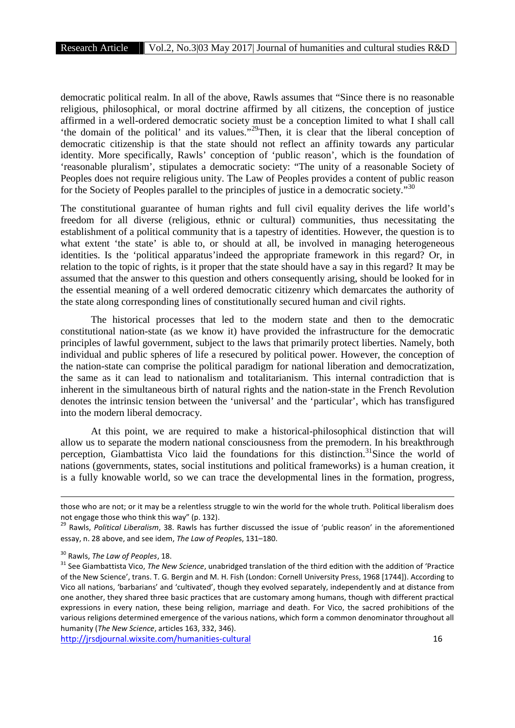democratic political realm. In all of the above, Rawls assumes that "Since there is no reasonable religious, philosophical, or moral doctrine affirmed by all citizens, the conception of justice affirmed in a well-ordered democratic society must be a conception limited to what I shall call 'the domain of the political' and its values."[29]Then, it is clear that the liberal conception of democratic citizenship is that the state should not reflect an affinity towards any particular identity. More specifically, Rawls' conception of 'public reason', which is the foundation of 'reasonable pluralism', stipulates a democratic society: "The unity of a reasonable Society of Peoples does not require religious unity. The Law of Peoples provides a content of public reason for the Society of Peoples parallel to the principles of justice in a democratic society."[30]

The constitutional guarantee of human rights and full civil equality derives the life world's freedom for all diverse (religious, ethnic or cultural) communities, thus necessitating the establishment of a political community that is a tapestry of identities. However, the question is to what extent 'the state' is able to, or should at all, be involved in managing heterogeneous identities. Is the 'political apparatus'indeed the appropriate framework in this regard? Or, in relation to the topic of rights, is it proper that the state should have a say in this regard? It may be assumed that the answer to this question and others consequently arising, should be looked for in the essential meaning of a well ordered democratic citizenry which demarcates the authority of the state along corresponding lines of constitutionally secured human and civil rights.

The historical processes that led to the modern state and then to the democratic constitutional nation-state (as we know it) have provided the infrastructure for the democratic principles of lawful government, subject to the laws that primarily protect liberties. Namely, both individual and public spheres of life a resecured by political power. However, the conception of the nation-state can comprise the political paradigm for national liberation and democratization, the same as it can lead to nationalism and totalitarianism. This internal contradiction that is inherent in the simultaneous birth of natural rights and the nation-state in the French Revolution denotes the intrinsic tension between the 'universal' and the 'particular', which has transfigured into the modern liberal democracy.

At this point, we are required to make a historical-philosophical distinction that will allow us to separate the modern national consciousness from the premodern. In his breakthrough perception, Giambattista Vico laid the foundations for this distinction.[31]Since the world of nations (governments, states, social institutions and political frameworks) is a human creation, it is a fully knowable world, so we can trace the developmental lines in the formation, progress,

---

those who are not; or it may be a relentless struggle to win the world for the whole truth. Political liberalism does not engage those who think this way" (p. 132).

[29] Rawls, *Political Liberalism*, 38. Rawls has further discussed the issue of 'public reason' in the aforementioned essay, n. 28 above, and see idem, *The Law of Peoples*, 131–180.

[30] Rawls, *The Law of Peoples*, 18.

[31] See Giambattista Vico, *The New Science*, unabridged translation of the third edition with the addition of 'Practice of the New Science', trans. T. G. Bergin and M. H. Fish (London: Cornell University Press, 1968 [1744]). According to Vico all nations, 'barbarians' and 'cultivated', though they evolved separately, independently and at distance from one another, they shared three basic practices that are customary among humans, though with different practical expressions in every nation, these being religion, marriage and death. For Vico, the sacred prohibitions of the various religions determined emergence of the various nations, which form a common denominator throughout all humanity (*The New Science*, articles 163, 332, 346).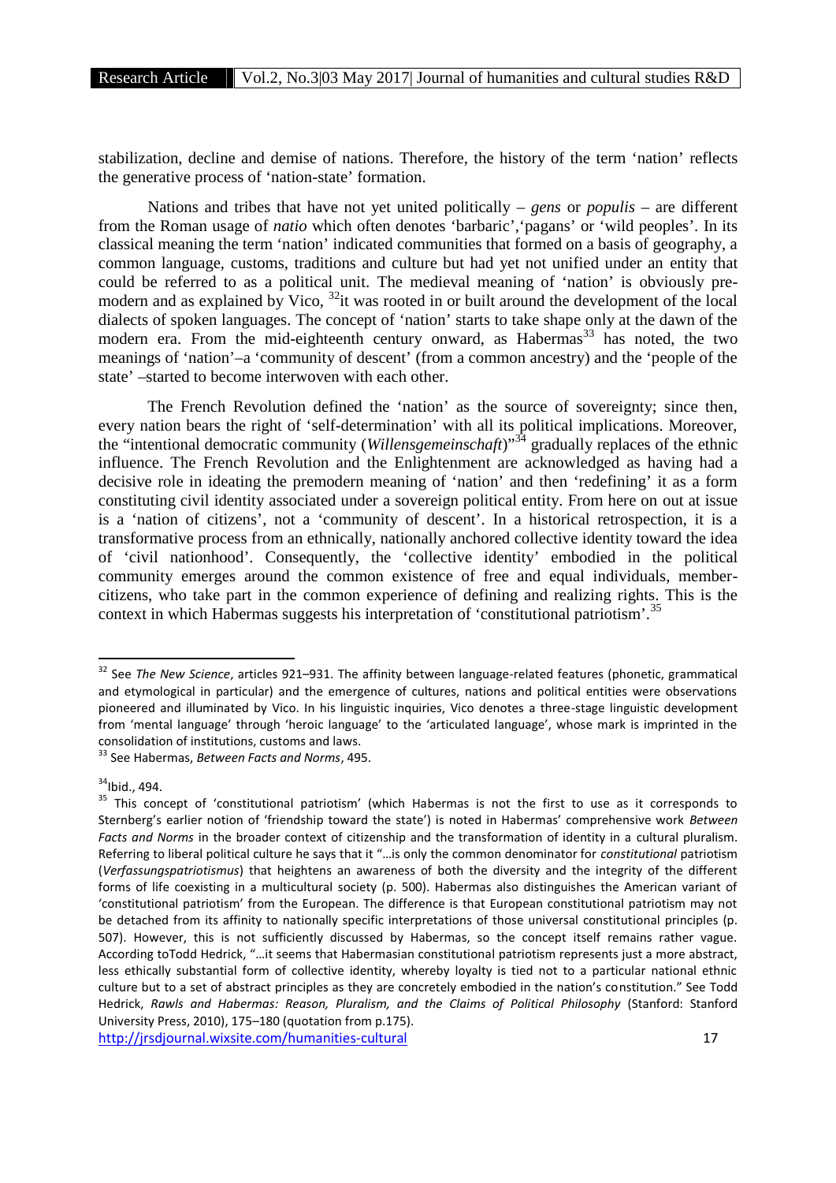stabilization, decline and demise of nations. Therefore, the history of the term 'nation' reflects the generative process of 'nation-state' formation.

Nations and tribes that have not yet united politically – *gens* or *populis* – are different from the Roman usage of *natio* which often denotes 'barbaric','pagans' or 'wild peoples'. In its classical meaning the term 'nation' indicated communities that formed on a basis of geography, a common language, customs, traditions and culture but had yet not unified under an entity that could be referred to as a political unit. The medieval meaning of 'nation' is obviously pre-modern and as explained by Vico, [32]it was rooted in or built around the development of the local dialects of spoken languages. The concept of 'nation' starts to take shape only at the dawn of the modern era. From the mid-eighteenth century onward, as Habermas[33] has noted, the two meanings of 'nation'–a 'community of descent' (from a common ancestry) and the 'people of the state' –started to become interwoven with each other.

The French Revolution defined the 'nation' as the source of sovereignty; since then, every nation bears the right of 'self-determination' with all its political implications. Moreover, the "intentional democratic community (*Willensgemeinschaft*)"[34] gradually replaces of the ethnic influence. The French Revolution and the Enlightenment are acknowledged as having had a decisive role in ideating the premodern meaning of 'nation' and then 'redefining' it as a form constituting civil identity associated under a sovereign political entity. From here on out at issue is a 'nation of citizens', not a 'community of descent'. In a historical retrospection, it is a transformative process from an ethnically, nationally anchored collective identity toward the idea of 'civil nationhood'. Consequently, the 'collective identity' embodied in the political community emerges around the common existence of free and equal individuals, member-citizens, who take part in the common experience of defining and realizing rights. This is the context in which Habermas suggests his interpretation of 'constitutional patriotism'.[35]

---

[32] See *The New Science*, articles 921–931. The affinity between language-related features (phonetic, grammatical and etymological in particular) and the emergence of cultures, nations and political entities were observations pioneered and illuminated by Vico. In his linguistic inquiries, Vico denotes a three-stage linguistic development from 'mental language' through 'heroic language' to the 'articulated language', whose mark is imprinted in the consolidation of institutions, customs and laws.

[33] See Habermas, *Between Facts and Norms*, 495.

[34] Ibid., 494.

[35] This concept of 'constitutional patriotism' (which Habermas is not the first to use as it corresponds to Sternberg's earlier notion of 'friendship toward the state') is noted in Habermas' comprehensive work *Between Facts and Norms* in the broader context of citizenship and the transformation of identity in a cultural pluralism. Referring to liberal political culture he says that it "…is only the common denominator for *constitutional* patriotism (*Verfassungspatriotismus*) that heightens an awareness of both the diversity and the integrity of the different forms of life coexisting in a multicultural society (p. 500). Habermas also distinguishes the American variant of 'constitutional patriotism' from the European. The difference is that European constitutional patriotism may not be detached from its affinity to nationally specific interpretations of those universal constitutional principles (p. 507). However, this is not sufficiently discussed by Habermas, so the concept itself remains rather vague. According toTodd Hedrick, "…it seems that Habermasian constitutional patriotism represents just a more abstract, less ethically substantial form of collective identity, whereby loyalty is tied not to a particular national ethnic culture but to a set of abstract principles as they are concretely embodied in the nation's constitution." See Todd Hedrick, *Rawls and Habermas: Reason, Pluralism, and the Claims of Political Philosophy* (Stanford: Stanford University Press, 2010), 175–180 (quotation from p.175).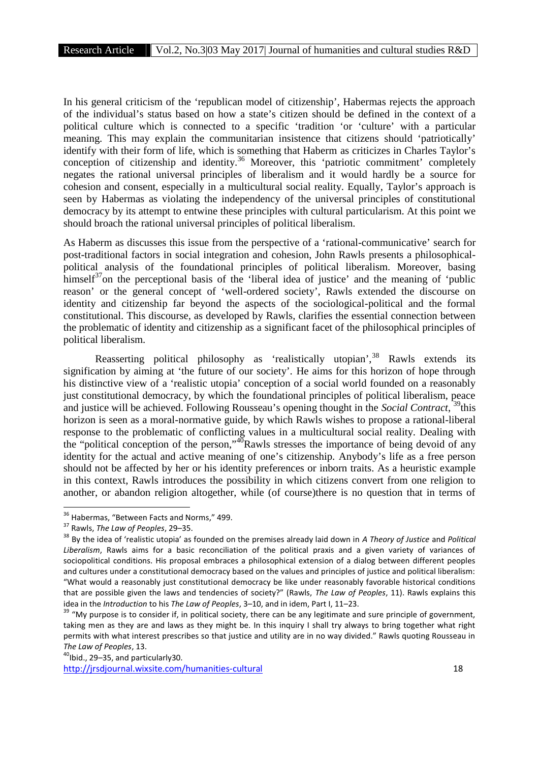In his general criticism of the 'republican model of citizenship', Habermas rejects the approach of the individual's status based on how a state's citizen should be defined in the context of a political culture which is connected to a specific 'tradition 'or 'culture' with a particular meaning. This may explain the communitarian insistence that citizens should 'patriotically' identify with their form of life, which is something that Haberm as criticizes in Charles Taylor's conception of citizenship and identity.[36] Moreover, this 'patriotic commitment' completely negates the rational universal principles of liberalism and it would hardly be a source for cohesion and consent, especially in a multicultural social reality. Equally, Taylor's approach is seen by Habermas as violating the independency of the universal principles of constitutional democracy by its attempt to entwine these principles with cultural particularism. At this point we should broach the rational universal principles of political liberalism.

As Haberm as discusses this issue from the perspective of a 'rational-communicative' search for post-traditional factors in social integration and cohesion, John Rawls presents a philosophical-political analysis of the foundational principles of political liberalism. Moreover, basing himself[37]on the perceptional basis of the 'liberal idea of justice' and the meaning of 'public reason' or the general concept of 'well-ordered society', Rawls extended the discourse on identity and citizenship far beyond the aspects of the sociological-political and the formal constitutional. This discourse, as developed by Rawls, clarifies the essential connection between the problematic of identity and citizenship as a significant facet of the philosophical principles of political liberalism.

Reasserting political philosophy as 'realistically utopian',[38] Rawls extends its signification by aiming at 'the future of our society'. He aims for this horizon of hope through his distinctive view of a 'realistic utopia' conception of a social world founded on a reasonably just constitutional democracy, by which the foundational principles of political liberalism, peace and justice will be achieved. Following Rousseau's opening thought in the *Social Contract*, [39]this horizon is seen as a moral-normative guide, by which Rawls wishes to propose a rational-liberal response to the problematic of conflicting values in a multicultural social reality. Dealing with the "political conception of the person,"[40]Rawls stresses the importance of being devoid of any identity for the actual and active meaning of one's citizenship. Anybody's life as a free person should not be affected by her or his identity preferences or inborn traits. As a heuristic example in this context, Rawls introduces the possibility in which citizens convert from one religion to another, or abandon religion altogether, while (of course)there is no question that in terms of

---

[36] Habermas, "Between Facts and Norms," 499.

[37] Rawls, *The Law of Peoples*, 29–35.

[38] By the idea of 'realistic utopia' as founded on the premises already laid down in *A Theory of Justice* and *Political Liberalism*, Rawls aims for a basic reconciliation of the political praxis and a given variety of variances of sociopolitical conditions. His proposal embraces a philosophical extension of a dialog between different peoples and cultures under a constitutional democracy based on the values and principles of justice and political liberalism: "What would a reasonably just constitutional democracy be like under reasonably favorable historical conditions that are possible given the laws and tendencies of society?" (Rawls, *The Law of Peoples*, 11). Rawls explains this idea in the *Introduction* to his *The Law of Peoples*, 3–10, and in idem, Part I, 11–23.

[39] "My purpose is to consider if, in political society, there can be any legitimate and sure principle of government, taking men as they are and laws as they might be. In this inquiry I shall try always to bring together what right permits with what interest prescribes so that justice and utility are in no way divided." Rawls quoting Rousseau in *The Law of Peoples*, 13.

[40] Ibid., 29–35, and particularly30.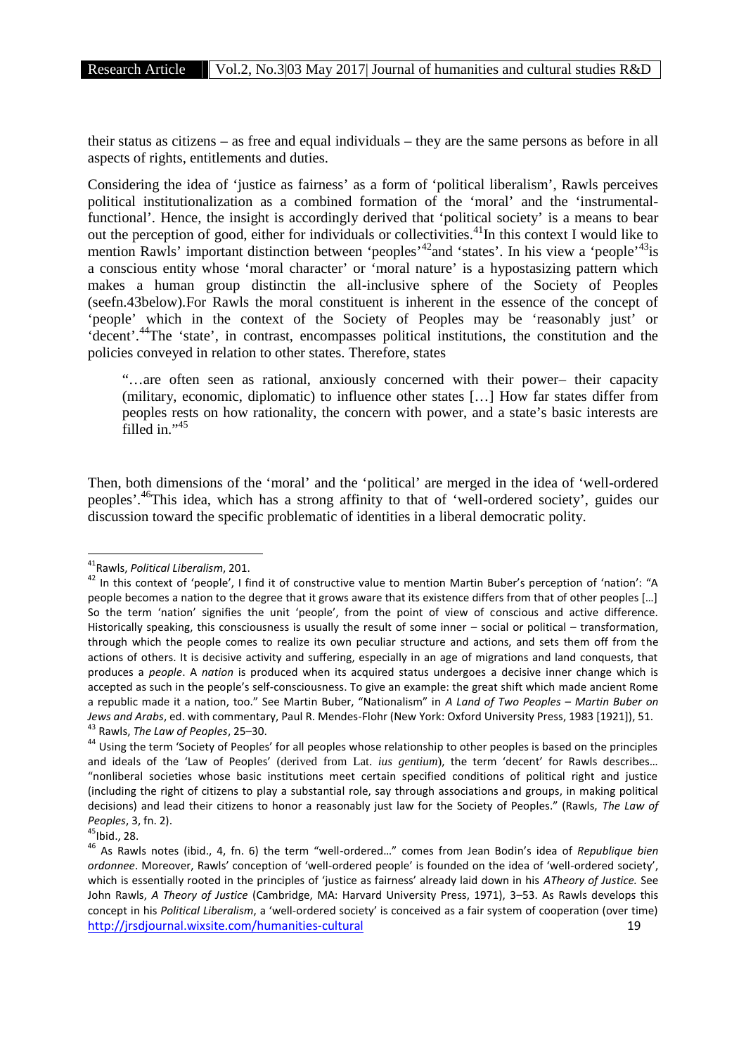their status as citizens – as free and equal individuals – they are the same persons as before in all aspects of rights, entitlements and duties.

Considering the idea of 'justice as fairness' as a form of 'political liberalism', Rawls perceives political institutionalization as a combined formation of the 'moral' and the 'instrumental-functional'. Hence, the insight is accordingly derived that 'political society' is a means to bear out the perception of good, either for individuals or collectivities.[41] In this context I would like to mention Rawls' important distinction between 'peoples'[42] and 'states'. In his view a 'people'[43] is a conscious entity whose 'moral character' or 'moral nature' is a hypostasizing pattern which makes a human group distinctin the all-inclusive sphere of the Society of Peoples (seefn.43below).For Rawls the moral constituent is inherent in the essence of the concept of 'people' which in the context of the Society of Peoples may be 'reasonably just' or 'decent'.[44] The 'state', in contrast, encompasses political institutions, the constitution and the policies conveyed in relation to other states. Therefore, states

> "…are often seen as rational, anxiously concerned with their power– their capacity (military, economic, diplomatic) to influence other states […] How far states differ from peoples rests on how rationality, the concern with power, and a state's basic interests are filled in."[45]

Then, both dimensions of the 'moral' and the 'political' are merged in the idea of 'well-ordered peoples'.[46] This idea, which has a strong affinity to that of 'well-ordered society', guides our discussion toward the specific problematic of identities in a liberal democratic polity.

---

[41] Rawls, *Political Liberalism*, 201.

[42] In this context of 'people', I find it of constructive value to mention Martin Buber's perception of 'nation': "A people becomes a nation to the degree that it grows aware that its existence differs from that of other peoples […] So the term 'nation' signifies the unit 'people', from the point of view of conscious and active difference. Historically speaking, this consciousness is usually the result of some inner – social or political – transformation, through which the people comes to realize its own peculiar structure and actions, and sets them off from the actions of others. It is decisive activity and suffering, especially in an age of migrations and land conquests, that produces a *people*. A *nation* is produced when its acquired status undergoes a decisive inner change which is accepted as such in the people's self-consciousness. To give an example: the great shift which made ancient Rome a republic made it a nation, too." See Martin Buber, "Nationalism" in *A Land of Two Peoples – Martin Buber on Jews and Arabs*, ed. with commentary, Paul R. Mendes-Flohr (New York: Oxford University Press, 1983 [1921]), 51.

[43] Rawls, *The Law of Peoples*, 25–30.

[44] Using the term 'Society of Peoples' for all peoples whose relationship to other peoples is based on the principles and ideals of the 'Law of Peoples' (derived from Lat. *ius gentium*), the term 'decent' for Rawls describes… "nonliberal societies whose basic institutions meet certain specified conditions of political right and justice (including the right of citizens to play a substantial role, say through associations and groups, in making political decisions) and lead their citizens to honor a reasonably just law for the Society of Peoples." (Rawls, *The Law of Peoples*, 3, fn. 2).

[45] Ibid., 28.

[46] As Rawls notes (ibid., 4, fn. 6) the term "well-ordered…" comes from Jean Bodin's idea of *Republique bien ordonnee*. Moreover, Rawls' conception of 'well-ordered people' is founded on the idea of 'well-ordered society', which is essentially rooted in the principles of 'justice as fairness' already laid down in his *ATheory of Justice.* See John Rawls, *A Theory of Justice* (Cambridge, MA: Harvard University Press, 1971), 3–53. As Rawls develops this concept in his *Political Liberalism*, a 'well-ordered society' is conceived as a fair system of cooperation (over time)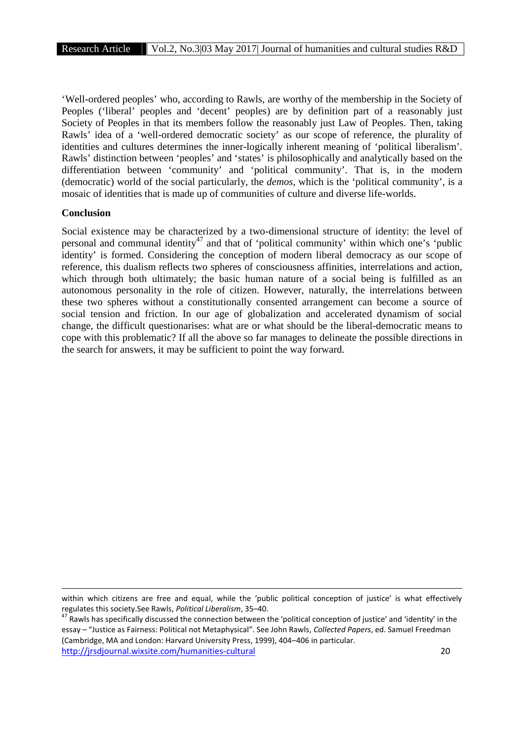'Well-ordered peoples' who, according to Rawls, are worthy of the membership in the Society of Peoples ('liberal' peoples and 'decent' peoples) are by definition part of a reasonably just Society of Peoples in that its members follow the reasonably just Law of Peoples. Then, taking Rawls' idea of a 'well-ordered democratic society' as our scope of reference, the plurality of identities and cultures determines the inner-logically inherent meaning of 'political liberalism'. Rawls' distinction between 'peoples' and 'states' is philosophically and analytically based on the differentiation between 'community' and 'political community'. That is, in the modern (democratic) world of the social particularly, the *demos*, which is the 'political community', is a mosaic of identities that is made up of communities of culture and diverse life-worlds.

**Conclusion**

Social existence may be characterized by a two-dimensional structure of identity: the level of personal and communal identity[47] and that of 'political community' within which one's 'public identity' is formed. Considering the conception of modern liberal democracy as our scope of reference, this dualism reflects two spheres of consciousness affinities, interrelations and action, which through both ultimately; the basic human nature of a social being is fulfilled as an autonomous personality in the role of citizen. However, naturally, the interrelations between these two spheres without a constitutionally consented arrangement can become a source of social tension and friction. In our age of globalization and accelerated dynamism of social change, the difficult questionarises: what are or what should be the liberal-democratic means to cope with this problematic? If all the above so far manages to delineate the possible directions in the search for answers, it may be sufficient to point the way forward.

---

within which citizens are free and equal, while the 'public political conception of justice' is what effectively regulates this society.See Rawls, *Political Liberalism*, 35–40.

[47] Rawls has specifically discussed the connection between the 'political conception of justice' and 'identity' in the essay – "Justice as Fairness: Political not Metaphysical". See John Rawls, *Collected Papers*, ed. Samuel Freedman (Cambridge, MA and London: Harvard University Press, 1999), 404–406 in particular.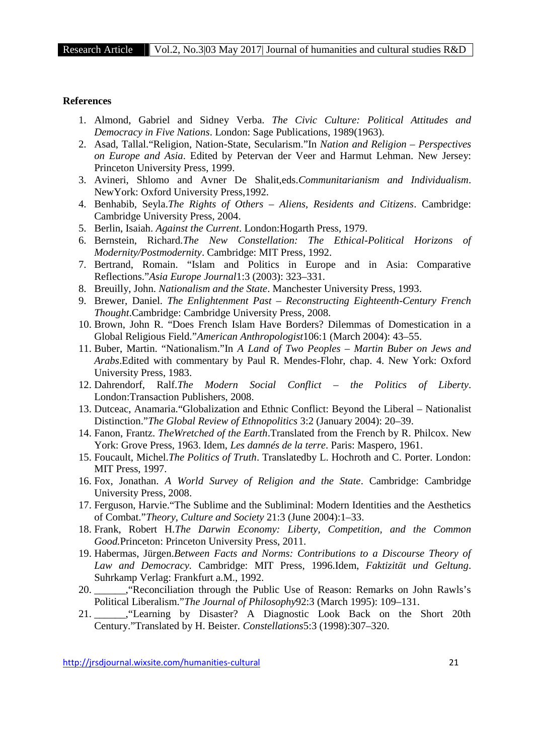**References**

1. Almond, Gabriel and Sidney Verba. *The Civic Culture: Political Attitudes and Democracy in Five Nations*. London: Sage Publications, 1989(1963).
2. Asad, Tallal."Religion, Nation-State, Secularism."In *Nation and Religion – Perspectives on Europe and Asia*. Edited by Petervan der Veer and Harmut Lehman. New Jersey: Princeton University Press, 1999.
3. Avineri, Shlomo and Avner De Shalit,eds.*Communitarianism and Individualism*. NewYork: Oxford University Press,1992.
4. Benhabib, Seyla.*The Rights of Others – Aliens, Residents and Citizens*. Cambridge: Cambridge University Press, 2004.
5. Berlin, Isaiah. *Against the Current*. London:Hogarth Press, 1979.
6. Bernstein, Richard.*The New Constellation: The Ethical-Political Horizons of Modernity/Postmodernity*. Cambridge: MIT Press, 1992.
7. Bertrand, Romain. "Islam and Politics in Europe and in Asia: Comparative Reflections."*Asia Europe Journal*1:3 (2003): 323–331.
8. Breuilly, John. *Nationalism and the State*. Manchester University Press, 1993.
9. Brewer, Daniel. *The Enlightenment Past – Reconstructing Eighteenth-Century French Thought*.Cambridge: Cambridge University Press, 2008.
10. Brown, John R. "Does French Islam Have Borders? Dilemmas of Domestication in a Global Religious Field."*American Anthropologist*106:1 (March 2004): 43–55.
11. Buber, Martin. "Nationalism."In *A Land of Two Peoples – Martin Buber on Jews and Arabs*.Edited with commentary by Paul R. Mendes-Flohr, chap. 4. New York: Oxford University Press, 1983.
12. Dahrendorf, Ralf.*The Modern Social Conflict – the Politics of Liberty*. London:Transaction Publishers, 2008.
13. Dutceac, Anamaria."Globalization and Ethnic Conflict: Beyond the Liberal – Nationalist Distinction."*The Global Review of Ethnopolitics* 3:2 (January 2004): 20–39.
14. Fanon, Frantz. *TheWretched of the Earth*.Translated from the French by R. Philcox. New York: Grove Press, 1963. Idem, *Les damnés de la terre*. Paris: Maspero, 1961.
15. Foucault, Michel.*The Politics of Truth*. Translatedby L. Hochroth and C. Porter. London: MIT Press, 1997.
16. Fox, Jonathan. *A World Survey of Religion and the State*. Cambridge: Cambridge University Press, 2008.
17. Ferguson, Harvie."The Sublime and the Subliminal: Modern Identities and the Aesthetics of Combat."*Theory, Culture and Society* 21:3 (June 2004):1–33.
18. Frank, Robert H.*The Darwin Economy: Liberty, Competition, and the Common Good.*Princeton: Princeton University Press, 2011.
19. Habermas, Jürgen.*Between Facts and Norms: Contributions to a Discourse Theory of Law and Democracy.* Cambridge: MIT Press, 1996.Idem, *Faktizität und Geltung*. Suhrkamp Verlag: Frankfurt a.M., 1992.
20. ______,"Reconciliation through the Public Use of Reason: Remarks on John Rawls's Political Liberalism."*The Journal of Philosophy*92:3 (March 1995): 109–131.
21. ______,"Learning by Disaster? A Diagnostic Look Back on the Short 20th Century."Translated by H. Beister. *Constellations*5:3 (1998):307–320.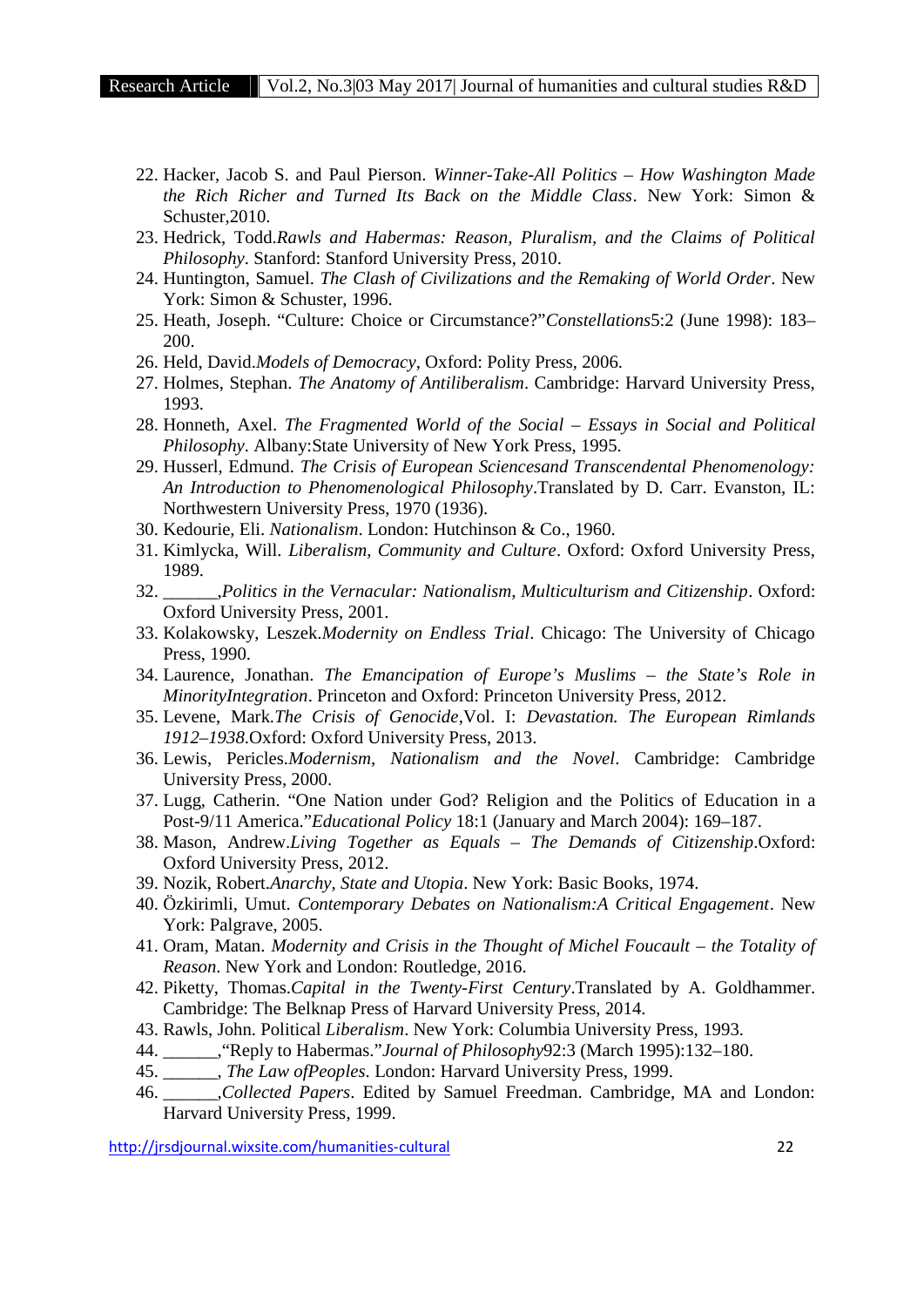22. Hacker, Jacob S. and Paul Pierson. *Winner-Take-All Politics – How Washington Made the Rich Richer and Turned Its Back on the Middle Class*. New York: Simon & Schuster,2010.
23. Hedrick, Todd.*Rawls and Habermas: Reason, Pluralism, and the Claims of Political Philosophy*. Stanford: Stanford University Press, 2010.
24. Huntington, Samuel. *The Clash of Civilizations and the Remaking of World Order*. New York: Simon & Schuster, 1996.
25. Heath, Joseph. "Culture: Choice or Circumstance?"*Constellations*5:2 (June 1998): 183–200.
26. Held, David.*Models of Democracy*, Oxford: Polity Press, 2006.
27. Holmes, Stephan. *The Anatomy of Antiliberalism*. Cambridge: Harvard University Press, 1993.
28. Honneth, Axel. *The Fragmented World of the Social – Essays in Social and Political Philosophy*. Albany:State University of New York Press, 1995.
29. Husserl, Edmund. *The Crisis of European Sciencesand Transcendental Phenomenology: An Introduction to Phenomenological Philosophy*.Translated by D. Carr. Evanston, IL: Northwestern University Press, 1970 (1936).
30. Kedourie, Eli. *Nationalism*. London: Hutchinson & Co., 1960.
31. Kimlycka, Will. *Liberalism, Community and Culture*. Oxford: Oxford University Press, 1989.
32. ______,*Politics in the Vernacular: Nationalism, Multiculturism and Citizenship*. Oxford: Oxford University Press, 2001.
33. Kolakowsky, Leszek.*Modernity on Endless Trial*. Chicago: The University of Chicago Press, 1990.
34. Laurence, Jonathan. *The Emancipation of Europe's Muslims – the State's Role in MinorityIntegration*. Princeton and Oxford: Princeton University Press, 2012.
35. Levene, Mark.*The Crisis of Genocide*,Vol. I: *Devastation. The European Rimlands 1912–1938*.Oxford: Oxford University Press, 2013.
36. Lewis, Pericles.*Modernism, Nationalism and the Novel*. Cambridge: Cambridge University Press, 2000.
37. Lugg, Catherin. "One Nation under God? Religion and the Politics of Education in a Post-9/11 America."*Educational Policy* 18:1 (January and March 2004): 169–187.
38. Mason, Andrew.*Living Together as Equals – The Demands of Citizenship*.Oxford: Oxford University Press, 2012.
39. Nozik, Robert.*Anarchy, State and Utopia*. New York: Basic Books, 1974.
40. Özkirimli, Umut. *Contemporary Debates on Nationalism:A Critical Engagement*. New York: Palgrave, 2005.
41. Oram, Matan. *Modernity and Crisis in the Thought of Michel Foucault – the Totality of Reason*. New York and London: Routledge, 2016.
42. Piketty, Thomas.*Capital in the Twenty-First Century*.Translated by A. Goldhammer. Cambridge: The Belknap Press of Harvard University Press, 2014.
43. Rawls, John. Political *Liberalism*. New York: Columbia University Press, 1993.
44. ______,"Reply to Habermas."*Journal of Philosophy*92:3 (March 1995):132–180.
45. ______, *The Law ofPeoples*. London: Harvard University Press, 1999.
46. ______,*Collected Papers*. Edited by Samuel Freedman. Cambridge, MA and London: Harvard University Press, 1999.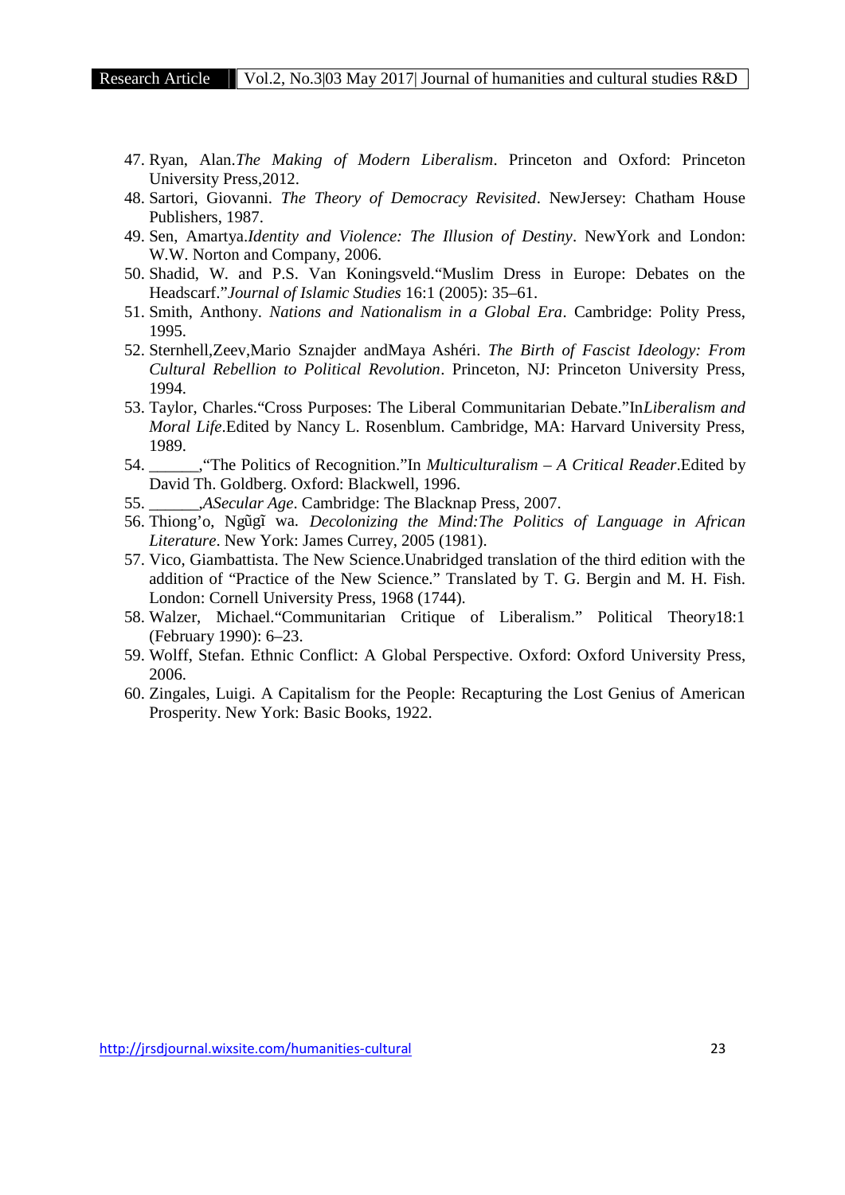47. Ryan, Alan.*The Making of Modern Liberalism*. Princeton and Oxford: Princeton University Press,2012.
48. Sartori, Giovanni. *The Theory of Democracy Revisited*. NewJersey: Chatham House Publishers, 1987.
49. Sen, Amartya.*Identity and Violence: The Illusion of Destiny*. NewYork and London: W.W. Norton and Company, 2006.
50. Shadid, W. and P.S. Van Koningsveld."Muslim Dress in Europe: Debates on the Headscarf."*Journal of Islamic Studies* 16:1 (2005): 35–61.
51. Smith, Anthony. *Nations and Nationalism in a Global Era*. Cambridge: Polity Press, 1995.
52. Sternhell,Zeev,Mario Sznajder andMaya Ashéri. *The Birth of Fascist Ideology: From Cultural Rebellion to Political Revolution*. Princeton, NJ: Princeton University Press, 1994.
53. Taylor, Charles."Cross Purposes: The Liberal Communitarian Debate."In*Liberalism and Moral Life*.Edited by Nancy L. Rosenblum. Cambridge, MA: Harvard University Press, 1989.
54. ______,"The Politics of Recognition."In *Multiculturalism – A Critical Reader*.Edited by David Th. Goldberg. Oxford: Blackwell, 1996.
55. ______,*ASecular Age*. Cambridge: The Blacknap Press, 2007.
56. Thiong'o, Ngũgĩ wa. *Decolonizing the Mind:The Politics of Language in African Literature*. New York: James Currey, 2005 (1981).
57. Vico, Giambattista. The New Science.Unabridged translation of the third edition with the addition of "Practice of the New Science." Translated by T. G. Bergin and M. H. Fish. London: Cornell University Press, 1968 (1744).
58. Walzer, Michael."Communitarian Critique of Liberalism." Political Theory18:1 (February 1990): 6–23.
59. Wolff, Stefan. Ethnic Conflict: A Global Perspective. Oxford: Oxford University Press, 2006.
60. Zingales, Luigi. A Capitalism for the People: Recapturing the Lost Genius of American Prosperity. New York: Basic Books, 1922.